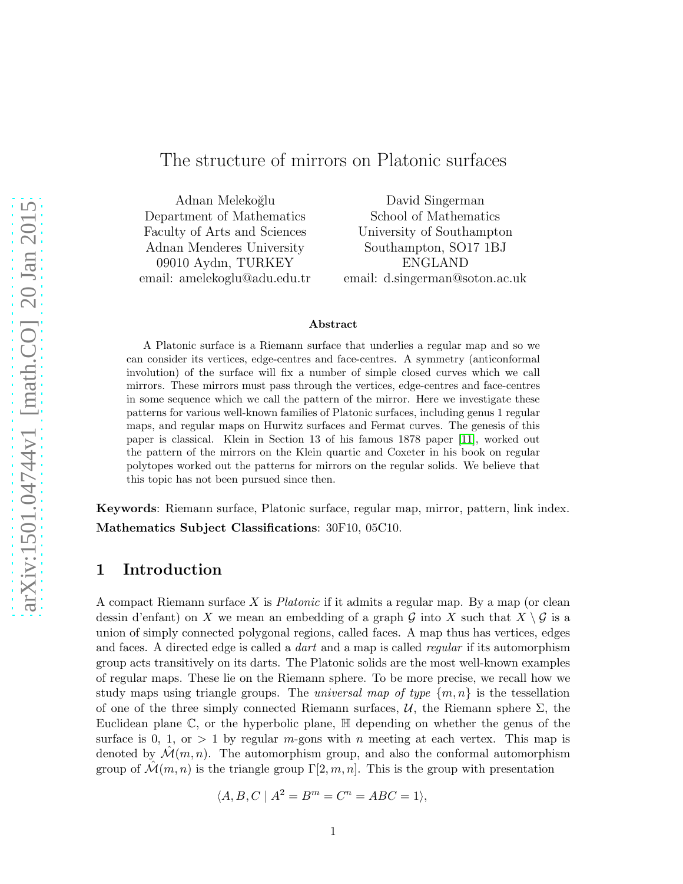# The structure of mirrors on Platonic surfaces

Adnan Melekoğlu
Department of Mathematics
Faculty of Arts and Sciences
Adnan Menderes University
09010 Aydın, TURKEY
email: amelekoglu@adu.edu.tr

David Singerman
School of Mathematics
University of Southampton
Southampton, SO17 1BJ
ENGLAND
email: d.singerman@soton.ac.uk

### Abstract

A Platonic surface is a Riemann surface that underlies a regular map and so we can consider its vertices, edge-centres and face-centres. A symmetry (anticonformal involution) of the surface will fix a number of simple closed curves which we call mirrors. These mirrors must pass through the vertices, edge-centres and face-centres in some sequence which we call the pattern of the mirror. Here we investigate these patterns for various well-known families of Platonic surfaces, including genus 1 regular maps, and regular maps on Hurwitz surfaces and Fermat curves. The genesis of this paper is classical. Klein in Section 13 of his famous 1878 paper [11], worked out the pattern of the mirrors on the Klein quartic and Coxeter in his book on regular polytopes worked out the patterns for mirrors on the regular solids. We believe that this topic has not been pursued since then.

**Keywords**: Riemann surface, Platonic surface, regular map, mirror, pattern, link index.
**Mathematics Subject Classifications**: 30F10, 05C10.

## 1 Introduction

A compact Riemann surface $X$ is *Platonic* if it admits a regular map. By a map (or clean dessin d'enfant) on $X$ we mean an embedding of a graph $\mathcal{G}$ into $X$ such that $X \setminus \mathcal{G}$ is a union of simply connected polygonal regions, called faces. A map thus has vertices, edges and faces. A directed edge is called a *dart* and a map is called *regular* if its automorphism group acts transitively on its darts. The Platonic solids are the most well-known examples of regular maps. These lie on the Riemann sphere. To be more precise, we recall how we study maps using triangle groups. The *universal map of type* $\{m, n\}$ is the tessellation of one of the three simply connected Riemann surfaces, $\mathcal{U}$, the Riemann sphere $\Sigma$, the Euclidean plane $\mathbb{C}$, or the hyperbolic plane, $\mathbb{H}$ depending on whether the genus of the surface is 0, 1, or > 1 by regular $m$-gons with $n$ meeting at each vertex. This map is denoted by $\hat{\mathcal{M}}(m, n)$. The automorphism group, and also the conformal automorphism group of $\hat{\mathcal{M}}(m, n)$ is the triangle group $\Gamma[2, m, n]$. This is the group with presentation

$$\langle A, B, C \mid A^2 = B^m = C^n = ABC = 1 \rangle,$$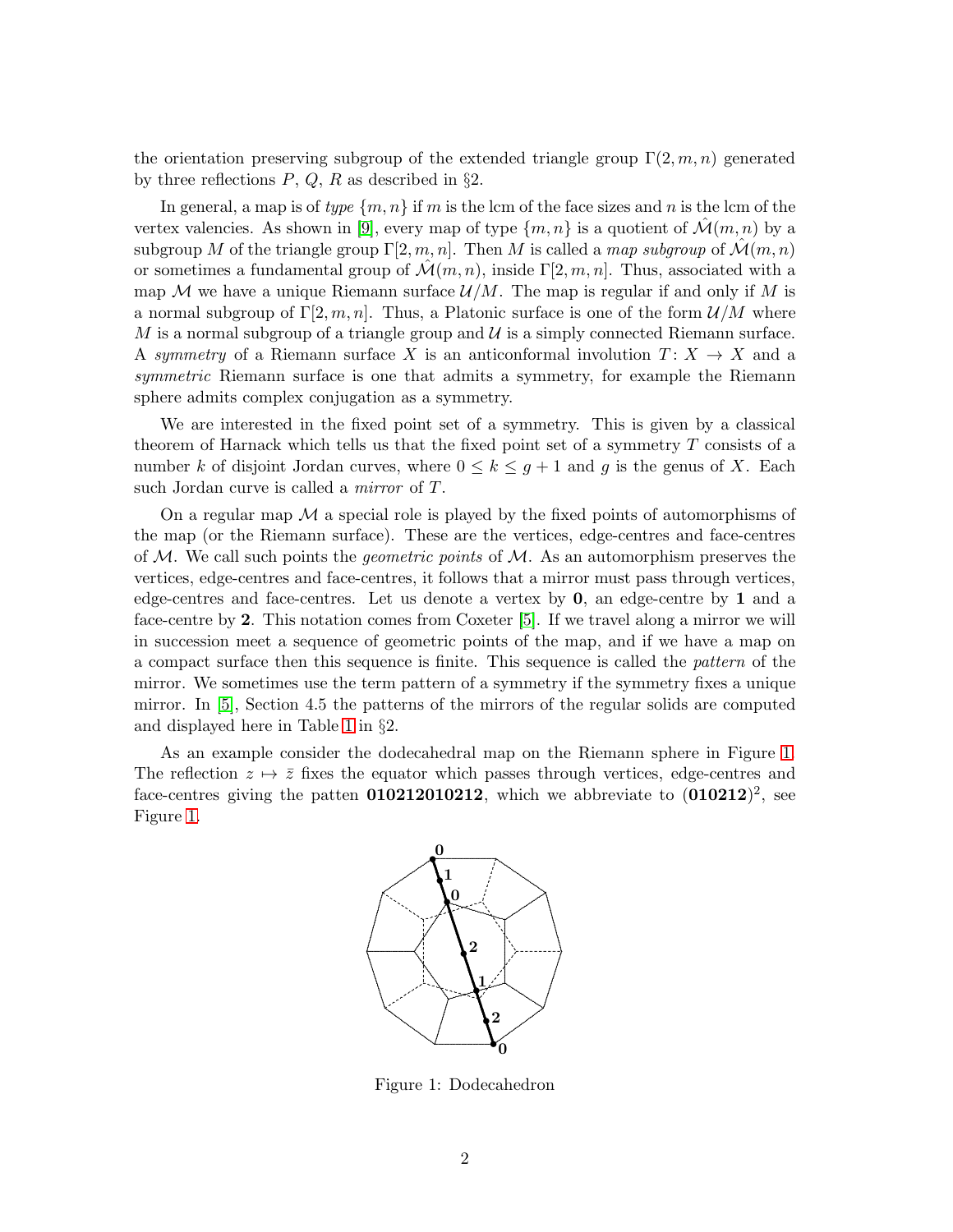the orientation preserving subgroup of the extended triangle group $\Gamma(2, m, n)$ generated by three reflections $P$, $Q$, $R$ as described in §2.

In general, a map is of *type* $\{m, n\}$ if $m$ is the lcm of the face sizes and $n$ is the lcm of the vertex valencies. As shown in [9], every map of type $\{m, n\}$ is a quotient of $\hat{\mathcal{M}}(m, n)$ by a subgroup $M$ of the triangle group $\Gamma[2, m, n]$. Then $M$ is called a *map subgroup* of $\hat{\mathcal{M}}(m, n)$ or sometimes a fundamental group of $\hat{\mathcal{M}}(m, n)$, inside $\Gamma[2, m, n]$. Thus, associated with a map $\mathcal{M}$ we have a unique Riemann surface $\mathcal{U}/M$. The map is regular if and only if $M$ is a normal subgroup of $\Gamma[2, m, n]$. Thus, a Platonic surface is one of the form $\mathcal{U}/M$ where $M$ is a normal subgroup of a triangle group and $\mathcal{U}$ is a simply connected Riemann surface. A *symmetry* of a Riemann surface $X$ is an anticonformal involution $T: X \to X$ and a *symmetric* Riemann surface is one that admits a symmetry, for example the Riemann sphere admits complex conjugation as a symmetry.

We are interested in the fixed point set of a symmetry. This is given by a classical theorem of Harnack which tells us that the fixed point set of a symmetry $T$ consists of a number $k$ of disjoint Jordan curves, where $0 \leq k \leq g + 1$ and $g$ is the genus of $X$. Each such Jordan curve is called a *mirror* of $T$.

On a regular map $\mathcal{M}$ a special role is played by the fixed points of automorphisms of the map (or the Riemann surface). These are the vertices, edge-centres and face-centres of $\mathcal{M}$. We call such points the *geometric points* of $\mathcal{M}$. As an automorphism preserves the vertices, edge-centres and face-centres, it follows that a mirror must pass through vertices, edge-centres and face-centres. Let us denote a vertex by **0**, an edge-centre by **1** and a face-centre by **2**. This notation comes from Coxeter [5]. If we travel along a mirror we will in succession meet a sequence of geometric points of the map, and if we have a map on a compact surface then this sequence is finite. This sequence is called the *pattern* of the mirror. We sometimes use the term pattern of a symmetry if the symmetry fixes a unique mirror. In [5], Section 4.5 the patterns of the mirrors of the regular solids are computed and displayed here in Table 1 in §2.

As an example consider the dodecahedral map on the Riemann sphere in Figure 1. The reflection $z \mapsto \bar{z}$ fixes the equator which passes through vertices, edge-centres and face-centres giving the patten **010212010212**, which we abbreviate to $(\mathbf{010212})^2$, see Figure 1.

Figure 1: Dodecahedron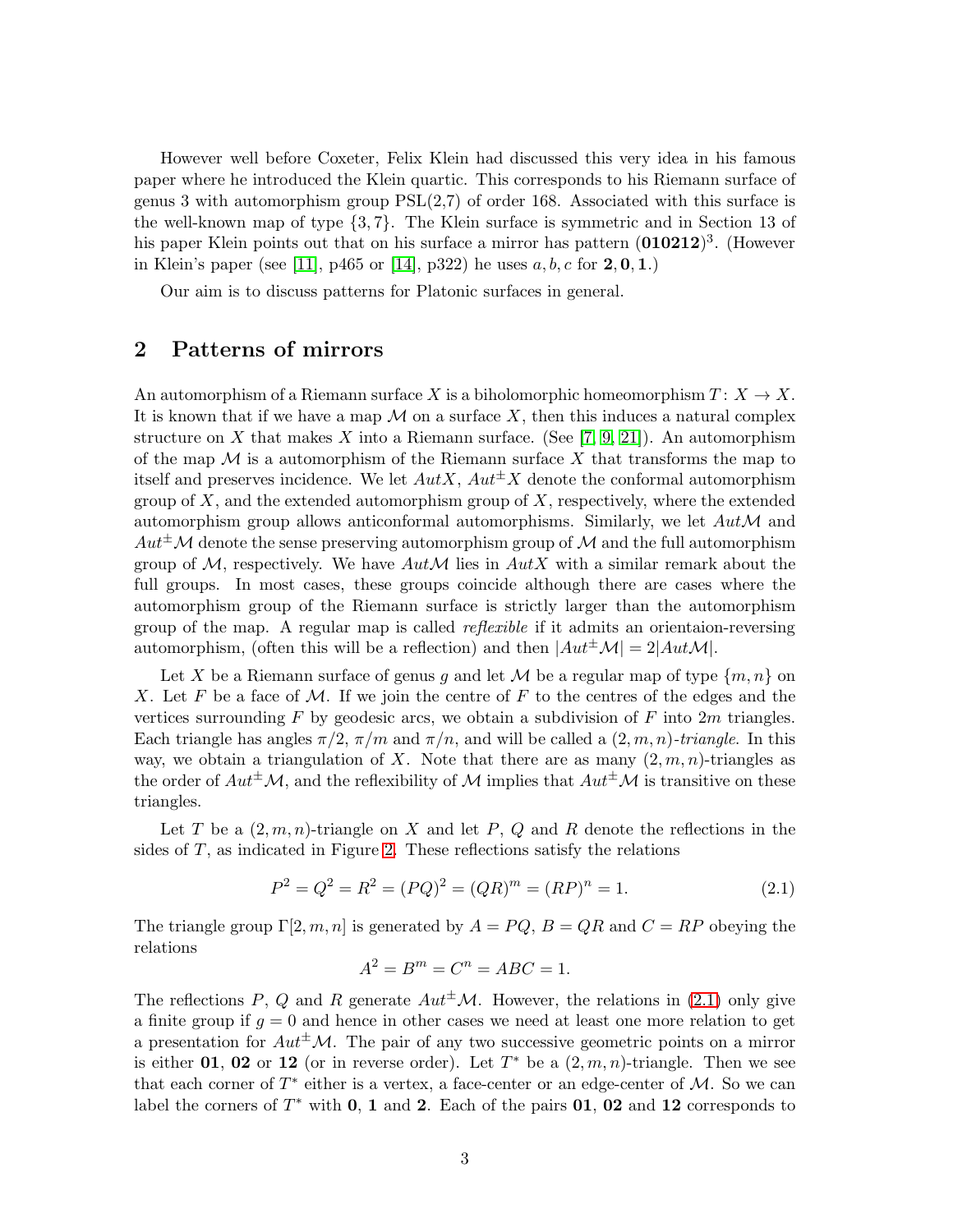However well before Coxeter, Felix Klein had discussed this very idea in his famous paper where he introduced the Klein quartic. This corresponds to his Riemann surface of genus 3 with automorphism group PSL(2,7) of order 168. Associated with this surface is the well-known map of type $\{3, 7\}$. The Klein surface is symmetric and in Section 13 of his paper Klein points out that on his surface a mirror has pattern $(\mathbf{010212})^3$. (However in Klein's paper (see [11], p465 or [14], p322) he uses $a, b, c$ for $\mathbf{2}, \mathbf{0}, \mathbf{1}$.)

Our aim is to discuss patterns for Platonic surfaces in general.

## 2 Patterns of mirrors

An automorphism of a Riemann surface $X$ is a biholomorphic homeomorphism $T\colon X \to X$. It is known that if we have a map $\mathcal{M}$ on a surface $X$, then this induces a natural complex structure on $X$ that makes $X$ into a Riemann surface. (See [7, 9, 21]). An automorphism of the map $\mathcal{M}$ is a automorphism of the Riemann surface $X$ that transforms the map to itself and preserves incidence. We let $AutX$, $Aut^{\pm}X$ denote the conformal automorphism group of $X$, and the extended automorphism group of $X$, respectively, where the extended automorphism group allows anticonformal automorphisms. Similarly, we let $Aut\mathcal{M}$ and $Aut^{\pm}\mathcal{M}$ denote the sense preserving automorphism group of $\mathcal{M}$ and the full automorphism group of $\mathcal{M}$, respectively. We have $Aut\mathcal{M}$ lies in $AutX$ with a similar remark about the full groups. In most cases, these groups coincide although there are cases where the automorphism group of the Riemann surface is strictly larger than the automorphism group of the map. A regular map is called *reflexible* if it admits an orientaion-reversing automorphism, (often this will be a reflection) and then $|Aut^{\pm}\mathcal{M}| = 2|Aut\mathcal{M}|$.

Let $X$ be a Riemann surface of genus $g$ and let $\mathcal{M}$ be a regular map of type $\{m, n\}$ on $X$. Let $F$ be a face of $\mathcal{M}$. If we join the centre of $F$ to the centres of the edges and the vertices surrounding $F$ by geodesic arcs, we obtain a subdivision of $F$ into $2m$ triangles. Each triangle has angles $\pi/2$, $\pi/m$ and $\pi/n$, and will be called a $(2, m, n)$-*triangle*. In this way, we obtain a triangulation of $X$. Note that there are as many $(2, m, n)$-triangles as the order of $Aut^{\pm}\mathcal{M}$, and the reflexibility of $\mathcal{M}$ implies that $Aut^{\pm}\mathcal{M}$ is transitive on these triangles.

Let $T$ be a $(2, m, n)$-triangle on $X$ and let $P$, $Q$ and $R$ denote the reflections in the sides of $T$, as indicated in Figure 2. These reflections satisfy the relations

$$P^2 = Q^2 = R^2 = (PQ)^2 = (QR)^m = (RP)^n = 1. \tag{2.1}$$

The triangle group $\Gamma[2, m, n]$ is generated by $A = PQ$, $B = QR$ and $C = RP$ obeying the relations

$$A^2 = B^m = C^n = ABC = 1.$$

The reflections $P$, $Q$ and $R$ generate $Aut^{\pm}\mathcal{M}$. However, the relations in (2.1) only give a finite group if $g = 0$ and hence in other cases we need at least one more relation to get a presentation for $Aut^{\pm}\mathcal{M}$. The pair of any two successive geometric points on a mirror is either $\mathbf{01}$, $\mathbf{02}$ or $\mathbf{12}$ (or in reverse order). Let $T^*$ be a $(2, m, n)$-triangle. Then we see that each corner of $T^*$ either is a vertex, a face-center or an edge-center of $\mathcal{M}$. So we can label the corners of $T^*$ with $\mathbf{0}$, $\mathbf{1}$ and $\mathbf{2}$. Each of the pairs $\mathbf{01}$, $\mathbf{02}$ and $\mathbf{12}$ corresponds to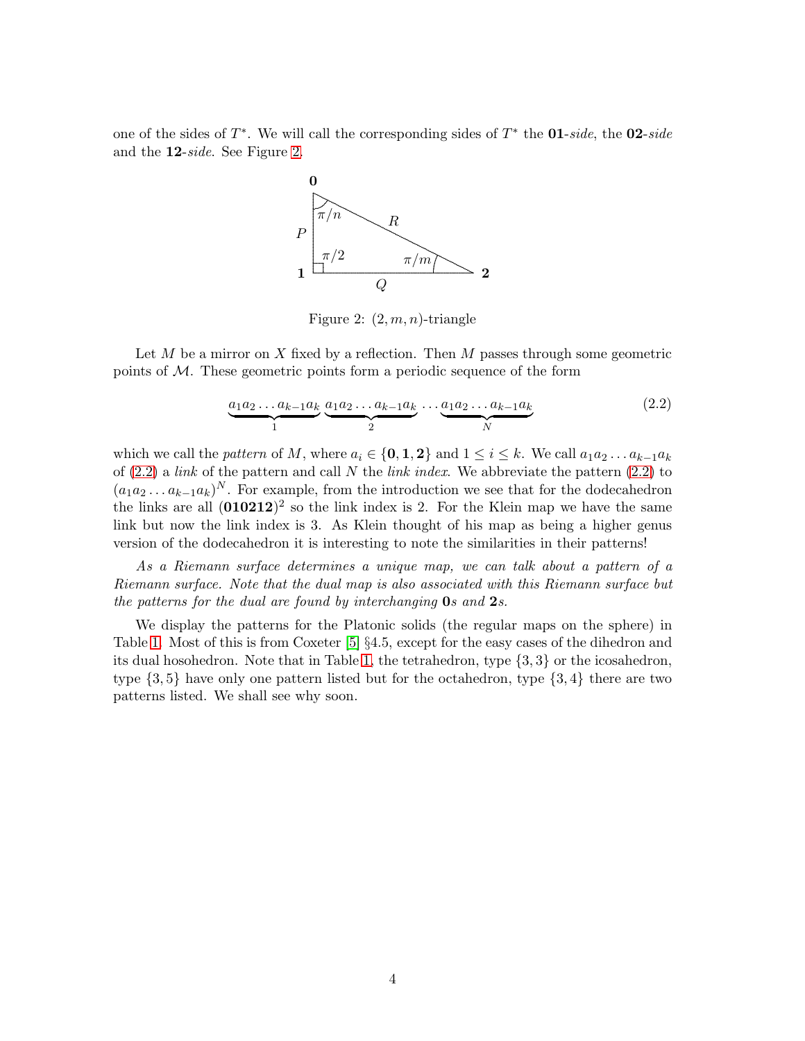one of the sides of $T^*$. We will call the corresponding sides of $T^*$ the **01**-*side*, the **02**-*side* and the **12**-*side*. See Figure 2.

Figure 2: $(2, m, n)$-triangle

Let $M$ be a mirror on $X$ fixed by a reflection. Then $M$ passes through some geometric points of $\mathcal{M}$. These geometric points form a periodic sequence of the form

$$\underbrace{a_1a_2\dots a_{k-1}a_k}_{1}\ \underbrace{a_1a_2\dots a_{k-1}a_k}_{2}\ \dots \underbrace{a_1a_2\dots a_{k-1}a_k}_{N} \tag{2.2}$$

which we call the *pattern* of $M$, where $a_i \in \{\mathbf{0}, \mathbf{1}, \mathbf{2}\}$ and $1 \leq i \leq k$. We call $a_1a_2\dots a_{k-1}a_k$ of (2.2) a *link* of the pattern and call $N$ the *link index*. We abbreviate the pattern (2.2) to $(a_1a_2\dots a_{k-1}a_k)^N$. For example, from the introduction we see that for the dodecahedron the links are all $(\mathbf{010212})^2$ so the link index is 2. For the Klein map we have the same link but now the link index is 3. As Klein thought of his map as being a higher genus version of the dodecahedron it is interesting to note the similarities in their patterns!

*As a Riemann surface determines a unique map, we can talk about a pattern of a Riemann surface. Note that the dual map is also associated with this Riemann surface but the patterns for the dual are found by interchanging* **0***s and* **2***s.*

We display the patterns for the Platonic solids (the regular maps on the sphere) in Table 1. Most of this is from Coxeter [5] §4.5, except for the easy cases of the dihedron and its dual hosohedron. Note that in Table 1, the tetrahedron, type $\{3, 3\}$ or the icosahedron, type $\{3, 5\}$ have only one pattern listed but for the octahedron, type $\{3, 4\}$ there are two patterns listed. We shall see why soon.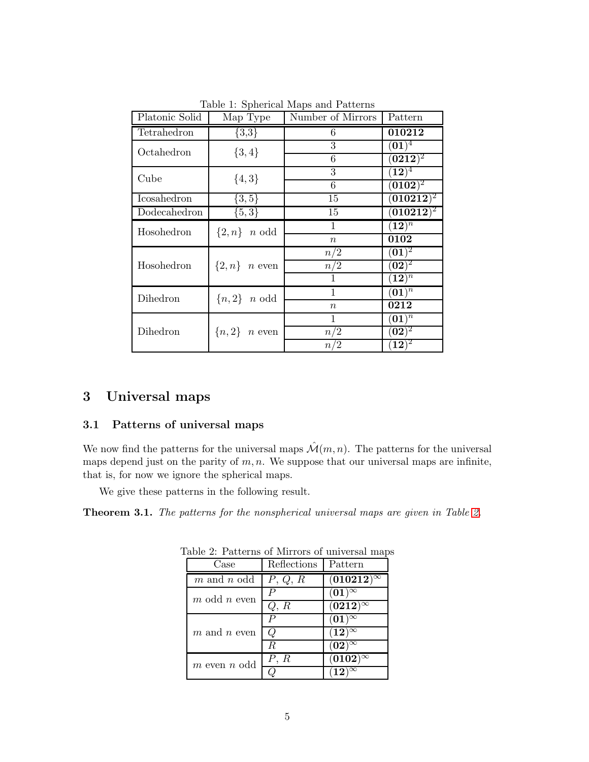Table 1: Spherical Maps and Patterns

| Platonic Solid | Map Type | Number of Mirrors | Pattern |
|---|---|---|---|
| Tetrahedron | {3,3} | 6 | **010212** |
| Octahedron | $\{3,4\}$ | 3 | $(\mathbf{01})^4$ |
| | | 6 | $(\mathbf{0212})^2$ |
| Cube | $\{4,3\}$ | 3 | $(\mathbf{12})^4$ |
| | | 6 | $(\mathbf{0102})^2$ |
| Icosahedron | $\{3,5\}$ | 15 | $(\mathbf{010212})^2$ |
| Dodecahedron | $\{5,3\}$ | 15 | $(\mathbf{010212})^2$ |
| Hosohedron | $\{2,n\}$ $n$ odd | 1 | $(\mathbf{12})^n$ |
| | | $n$ | **0102** |
| Hosohedron | $\{2,n\}$ $n$ even | $n/2$ | $(\mathbf{01})^2$ |
| | | $n/2$ | $(\mathbf{02})^2$ |
| | | 1 | $(\mathbf{12})^n$ |
| Dihedron | $\{n,2\}$ $n$ odd | 1 | $(\mathbf{01})^n$ |
| | | $n$ | **0212** |
| Dihedron | $\{n,2\}$ $n$ even | 1 | $(\mathbf{01})^n$ |
| | | $n/2$ | $(\mathbf{02})^2$ |
| | | $n/2$ | $(\mathbf{12})^2$ |

# 3 Universal maps

## 3.1 Patterns of universal maps

We now find the patterns for the universal maps $\hat{\mathcal{M}}(m,n)$. The patterns for the universal maps depend just on the parity of $m,n$. We suppose that our universal maps are infinite, that is, for now we ignore the spherical maps.

We give these patterns in the following result.

**Theorem 3.1.** *The patterns for the nonspherical universal maps are given in Table 2.*

Table 2: Patterns of Mirrors of universal maps

| Case | Reflections | Pattern |
|---|---|---|
| $m$ and $n$ odd | $P$, $Q$, $R$ | $(\mathbf{010212})^\infty$ |
| $m$ odd $n$ even | $P$ | $(\mathbf{01})^\infty$ |
| | $Q$, $R$ | $(\mathbf{0212})^\infty$ |
| $m$ and $n$ even | $P$ | $(\mathbf{01})^\infty$ |
| | $Q$ | $(\mathbf{12})^\infty$ |
| | $R$ | $(\mathbf{02})^\infty$ |
| $m$ even $n$ odd | $P$, $R$ | $(\mathbf{0102})^\infty$ |
| | $Q$ | $(\mathbf{12})^\infty$ |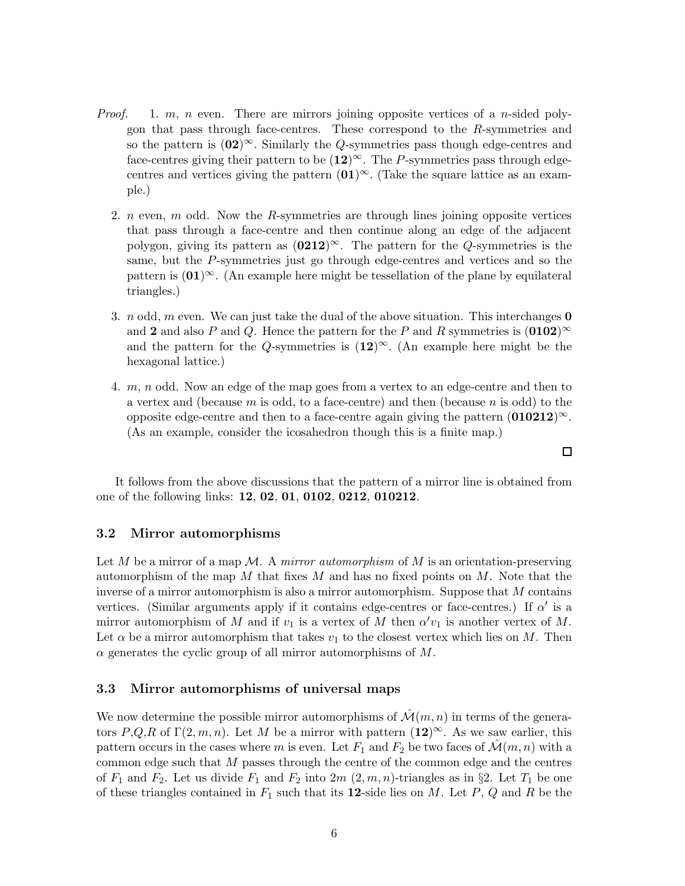*Proof.*

1. $m$, $n$ even. There are mirrors joining opposite vertices of a $n$-sided polygon that pass through face-centres. These correspond to the $R$-symmetries and so the pattern is $(\mathbf{02})^\infty$. Similarly the $Q$-symmetries pass though edge-centres and face-centres giving their pattern to be $(\mathbf{12})^\infty$. The $P$-symmetries pass through edge-centres and vertices giving the pattern $(\mathbf{01})^\infty$. (Take the square lattice as an example.)

2. $n$ even, $m$ odd. Now the $R$-symmetries are through lines joining opposite vertices that pass through a face-centre and then continue along an edge of the adjacent polygon, giving its pattern as $(\mathbf{0212})^\infty$. The pattern for the $Q$-symmetries is the same, but the $P$-symmetries just go through edge-centres and vertices and so the pattern is $(\mathbf{01})^\infty$. (An example here might be tessellation of the plane by equilateral triangles.)

3. $n$ odd, $m$ even. We can just take the dual of the above situation. This interchanges $\mathbf{0}$ and $\mathbf{2}$ and also $P$ and $Q$. Hence the pattern for the $P$ and $R$ symmetries is $(\mathbf{0102})^\infty$ and the pattern for the $Q$-symmetries is $(\mathbf{12})^\infty$. (An example here might be the hexagonal lattice.)

4. $m$, $n$ odd. Now an edge of the map goes from a vertex to an edge-centre and then to a vertex and (because $m$ is odd, to a face-centre) and then (because $n$ is odd) to the opposite edge-centre and then to a face-centre again giving the pattern $(\mathbf{010212})^\infty$. (As an example, consider the icosahedron though this is a finite map.)

□

It follows from the above discussions that the pattern of a mirror line is obtained from one of the following links: **12**, **02**, **01**, **0102**, **0212**, **010212**.

### 3.2 Mirror automorphisms

Let $M$ be a mirror of a map $\mathcal{M}$. A *mirror automorphism* of $M$ is an orientation-preserving automorphism of the map $M$ that fixes $M$ and has no fixed points on $M$. Note that the inverse of a mirror automorphism is also a mirror automorphism. Suppose that $M$ contains vertices. (Similar arguments apply if it contains edge-centres or face-centres.) If $\alpha'$ is a mirror automorphism of $M$ and if $v_1$ is a vertex of $M$ then $\alpha' v_1$ is another vertex of $M$. Let $\alpha$ be a mirror automorphism that takes $v_1$ to the closest vertex which lies on $M$. Then $\alpha$ generates the cyclic group of all mirror automorphisms of $M$.

### 3.3 Mirror automorphisms of universal maps

We now determine the possible mirror automorphisms of $\hat{\mathcal{M}}(m,n)$ in terms of the generators $P$,$Q$,$R$ of $\Gamma(2,m,n)$. Let $M$ be a mirror with pattern $(\mathbf{12})^\infty$. As we saw earlier, this pattern occurs in the cases where $m$ is even. Let $F_1$ and $F_2$ be two faces of $\hat{\mathcal{M}}(m,n)$ with a common edge such that $M$ passes through the centre of the common edge and the centres of $F_1$ and $F_2$. Let us divide $F_1$ and $F_2$ into $2m$ $(2,m,n)$-triangles as in §2. Let $T_1$ be one of these triangles contained in $F_1$ such that its **12**-side lies on $M$. Let $P$, $Q$ and $R$ be the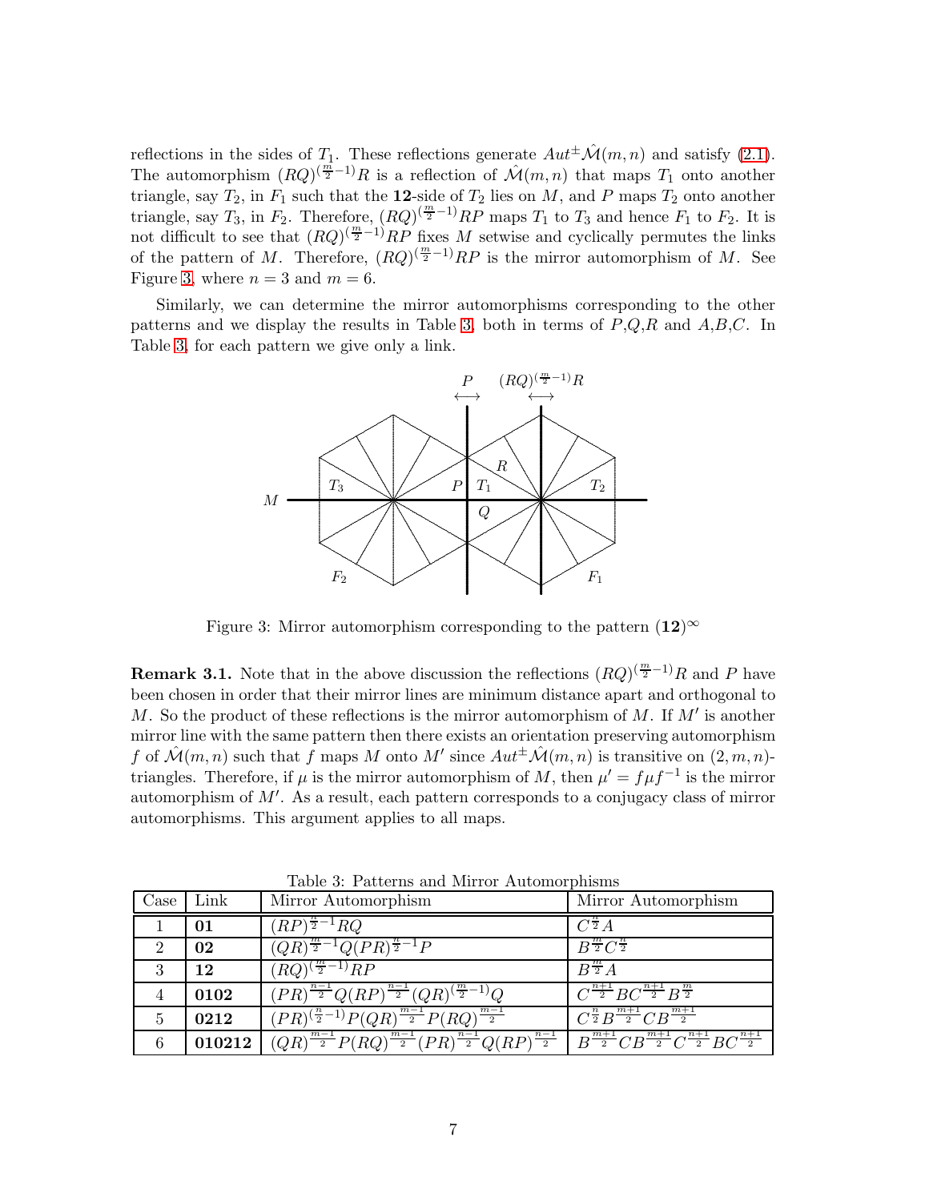reflections in the sides of $T_1$. These reflections generate $Aut^{\pm}\hat{\mathcal{M}}(m,n)$ and satisfy (2.1). The automorphism $(RQ)^{(\frac{m}{2}-1)}R$ is a reflection of $\hat{\mathcal{M}}(m,n)$ that maps $T_1$ onto another triangle, say $T_2$, in $F_1$ such that the **12**-side of $T_2$ lies on $M$, and $P$ maps $T_2$ onto another triangle, say $T_3$, in $F_2$. Therefore, $(RQ)^{(\frac{m}{2}-1)}RP$ maps $T_1$ to $T_3$ and hence $F_1$ to $F_2$. It is not difficult to see that $(RQ)^{(\frac{m}{2}-1)}RP$ fixes $M$ setwise and cyclically permutes the links of the pattern of $M$. Therefore, $(RQ)^{(\frac{m}{2}-1)}RP$ is the mirror automorphism of $M$. See Figure 3, where $n=3$ and $m=6$.

Similarly, we can determine the mirror automorphisms corresponding to the other patterns and we display the results in Table 3, both in terms of $P$,$Q$,$R$ and $A$,$B$,$C$. In Table 3, for each pattern we give only a link.

Figure 3: Mirror automorphism corresponding to the pattern $(\mathbf{12})^{\infty}$

**Remark 3.1.** Note that in the above discussion the reflections $(RQ)^{(\frac{m}{2}-1)}R$ and $P$ have been chosen in order that their mirror lines are minimum distance apart and orthogonal to $M$. So the product of these reflections is the mirror automorphism of $M$. If $M'$ is another mirror line with the same pattern then there exists an orientation preserving automorphism $f$ of $\hat{\mathcal{M}}(m,n)$ such that $f$ maps $M$ onto $M'$ since $Aut^{\pm}\hat{\mathcal{M}}(m,n)$ is transitive on $(2,m,n)$-triangles. Therefore, if $\mu$ is the mirror automorphism of $M$, then $\mu' = f\mu f^{-1}$ is the mirror automorphism of $M'$. As a result, each pattern corresponds to a conjugacy class of mirror automorphisms. This argument applies to all maps.

Table 3: Patterns and Mirror Automorphisms

| Case | Link | Mirror Automorphism | Mirror Automorphism |
|---|---|---|---|
| 1 | **01** | $(RP)^{\frac{n}{2}-1}RQ$ | $C^{\frac{n}{2}}A$ |
| 2 | **02** | $(QR)^{\frac{m}{2}-1}Q(PR)^{\frac{n}{2}-1}P$ | $B^{\frac{m}{2}}C^{\frac{n}{2}}$ |
| 3 | **12** | $(RQ)^{(\frac{m}{2}-1)}RP$ | $B^{\frac{m}{2}}A$ |
| 4 | **0102** | $(PR)^{\frac{n-1}{2}}Q(RP)^{\frac{n-1}{2}}(QR)^{(\frac{m}{2}-1)}Q$ | $C^{\frac{n+1}{2}}BC^{\frac{n+1}{2}}B^{\frac{m}{2}}$ |
| 5 | **0212** | $(PR)^{(\frac{n}{2}-1)}P(QR)^{\frac{m-1}{2}}P(RQ)^{\frac{m-1}{2}}$ | $C^{\frac{n}{2}}B^{\frac{m+1}{2}}CB^{\frac{m+1}{2}}$ |
| 6 | **010212** | $(QR)^{\frac{m-1}{2}}P(RQ)^{\frac{m-1}{2}}(PR)^{\frac{n-1}{2}}Q(RP)^{\frac{n-1}{2}}$ | $B^{\frac{m+1}{2}}CB^{\frac{m+1}{2}}C^{\frac{n+1}{2}}BC^{\frac{n+1}{2}}$ |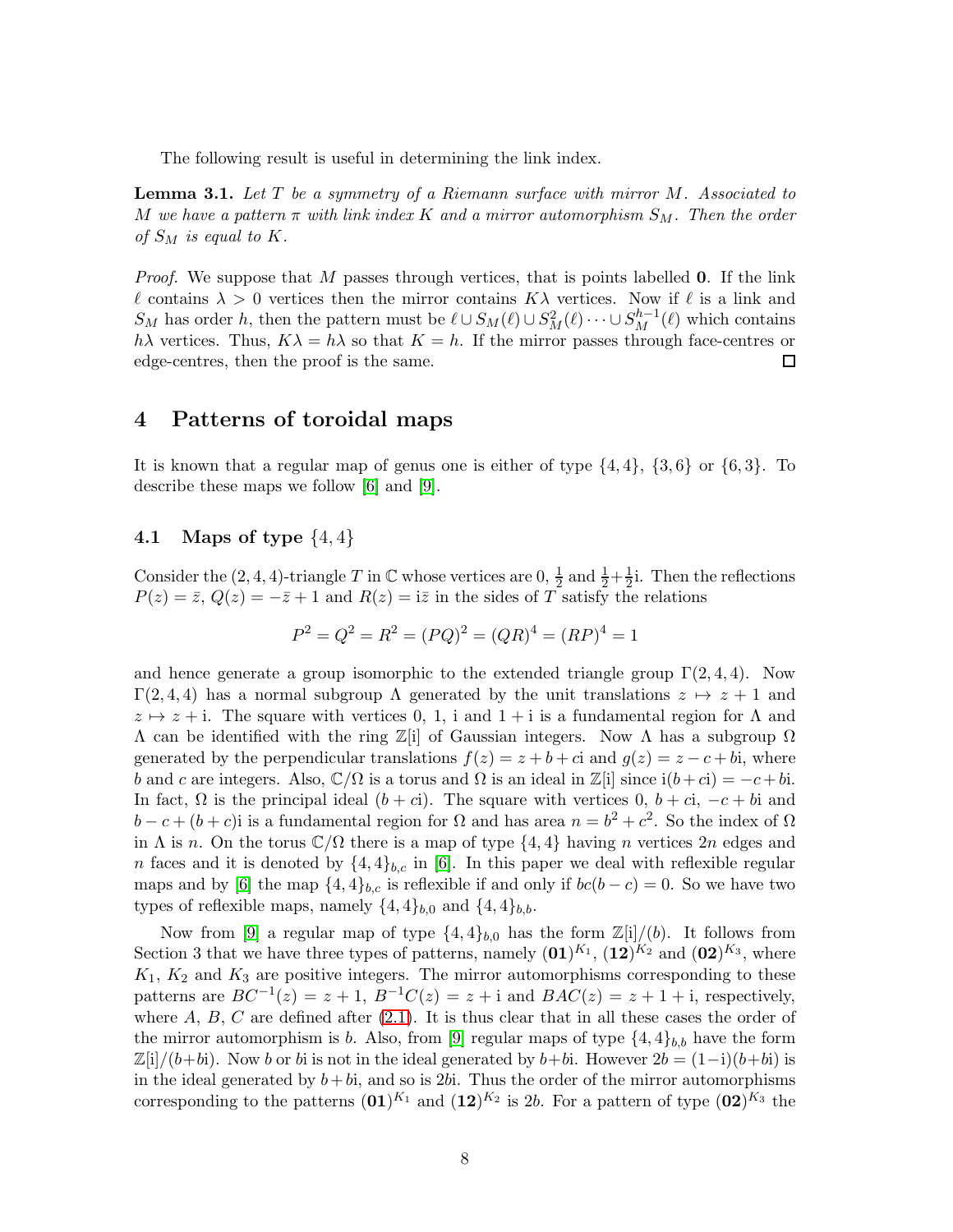The following result is useful in determining the link index.

**Lemma 3.1.** *Let $T$ be a symmetry of a Riemann surface with mirror $M$. Associated to $M$ we have a pattern $\pi$ with link index $K$ and a mirror automorphism $S_M$. Then the order of $S_M$ is equal to $K$.*

*Proof.* We suppose that $M$ passes through vertices, that is points labelled $\mathbf{0}$. If the link $\ell$ contains $\lambda > 0$ vertices then the mirror contains $K\lambda$ vertices. Now if $\ell$ is a link and $S_M$ has order $h$, then the pattern must be $\ell \cup S_M(\ell) \cup S_M^2(\ell) \cdots \cup S_M^{h-1}(\ell)$ which contains $h\lambda$ vertices. Thus, $K\lambda = h\lambda$ so that $K = h$. If the mirror passes through face-centres or edge-centres, then the proof is the same. $\square$

# 4 Patterns of toroidal maps

It is known that a regular map of genus one is either of type $\{4,4\}$, $\{3,6\}$ or $\{6,3\}$. To describe these maps we follow [6] and [9].

## 4.1 Maps of type $\{4,4\}$

Consider the $(2,4,4)$-triangle $T$ in $\mathbb{C}$ whose vertices are $0$, $\frac{1}{2}$ and $\frac{1}{2}+\frac{1}{2}\mathrm{i}$. Then the reflections $P(z) = \bar{z}$, $Q(z) = -\bar{z}+1$ and $R(z) = \mathrm{i}\bar{z}$ in the sides of $T$ satisfy the relations

$$P^2 = Q^2 = R^2 = (PQ)^2 = (QR)^4 = (RP)^4 = 1$$

and hence generate a group isomorphic to the extended triangle group $\Gamma(2,4,4)$. Now $\Gamma(2,4,4)$ has a normal subgroup $\Lambda$ generated by the unit translations $z \mapsto z+1$ and $z \mapsto z+\mathrm{i}$. The square with vertices $0$, $1$, $\mathrm{i}$ and $1+\mathrm{i}$ is a fundamental region for $\Lambda$ and $\Lambda$ can be identified with the ring $\mathbb{Z}[\mathrm{i}]$ of Gaussian integers. Now $\Lambda$ has a subgroup $\Omega$ generated by the perpendicular translations $f(z) = z+b+c\mathrm{i}$ and $g(z) = z-c+b\mathrm{i}$, where $b$ and $c$ are integers. Also, $\mathbb{C}/\Omega$ is a torus and $\Omega$ is an ideal in $\mathbb{Z}[\mathrm{i}]$ since $\mathrm{i}(b+c\mathrm{i}) = -c+b\mathrm{i}$. In fact, $\Omega$ is the principal ideal $(b+c\mathrm{i})$. The square with vertices $0$, $b+c\mathrm{i}$, $-c+b\mathrm{i}$ and $b-c+(b+c)\mathrm{i}$ is a fundamental region for $\Omega$ and has area $n = b^2+c^2$. So the index of $\Omega$ in $\Lambda$ is $n$. On the torus $\mathbb{C}/\Omega$ there is a map of type $\{4,4\}$ having $n$ vertices $2n$ edges and $n$ faces and it is denoted by $\{4,4\}_{b,c}$ in [6]. In this paper we deal with reflexible regular maps and by [6] the map $\{4,4\}_{b,c}$ is reflexible if and only if $bc(b-c) = 0$. So we have two types of reflexible maps, namely $\{4,4\}_{b,0}$ and $\{4,4\}_{b,b}$.

Now from [9] a regular map of type $\{4,4\}_{b,0}$ has the form $\mathbb{Z}[\mathrm{i}]/(b)$. It follows from Section 3 that we have three types of patterns, namely $(\mathbf{01})^{K_1}$, $(\mathbf{12})^{K_2}$ and $(\mathbf{02})^{K_3}$, where $K_1$, $K_2$ and $K_3$ are positive integers. The mirror automorphisms corresponding to these patterns are $BC^{-1}(z) = z+1$, $B^{-1}C(z) = z+\mathrm{i}$ and $BAC(z) = z+1+\mathrm{i}$, respectively, where $A$, $B$, $C$ are defined after (2.1). It is thus clear that in all these cases the order of the mirror automorphism is $b$. Also, from [9] regular maps of type $\{4,4\}_{b,b}$ have the form $\mathbb{Z}[\mathrm{i}]/(b+b\mathrm{i})$. Now $b$ or $b\mathrm{i}$ is not in the ideal generated by $b+b\mathrm{i}$. However $2b = (1-\mathrm{i})(b+b\mathrm{i})$ is in the ideal generated by $b+b\mathrm{i}$, and so is $2b\mathrm{i}$. Thus the order of the mirror automorphisms corresponding to the patterns $(\mathbf{01})^{K_1}$ and $(\mathbf{12})^{K_2}$ is $2b$. For a pattern of type $(\mathbf{02})^{K_3}$ the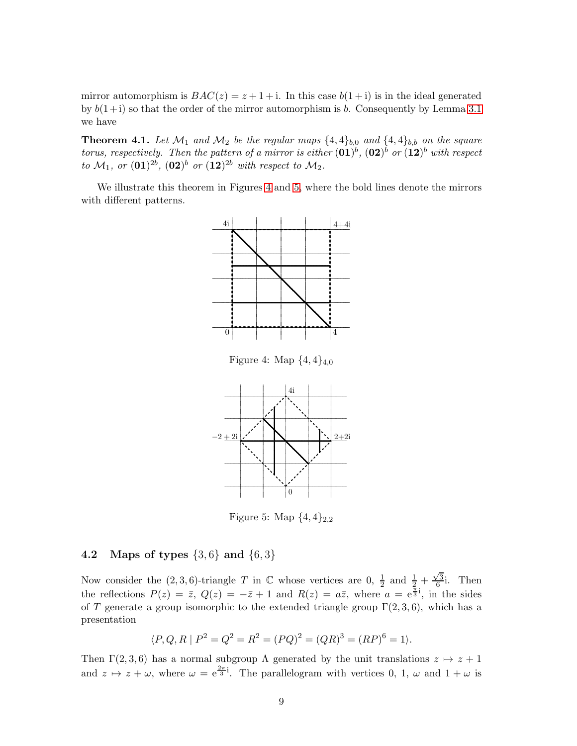mirror automorphism is $BAC(z) = z + 1 + \mathrm{i}$. In this case $b(1+\mathrm{i})$ is in the ideal generated by $b(1+\mathrm{i})$ so that the order of the mirror automorphism is $b$. Consequently by Lemma 3.1 we have

**Theorem 4.1.** *Let $\mathcal{M}_1$ and $\mathcal{M}_2$ be the regular maps $\{4,4\}_{b,0}$ and $\{4,4\}_{b,b}$ on the square torus, respectively. Then the pattern of a mirror is either $(\mathbf{01})^b$, $(\mathbf{02})^b$ or $(\mathbf{12})^b$ with respect to $\mathcal{M}_1$, or $(\mathbf{01})^{2b}$, $(\mathbf{02})^b$ or $(\mathbf{12})^{2b}$ with respect to $\mathcal{M}_2$.*

We illustrate this theorem in Figures 4 and 5, where the bold lines denote the mirrors with different patterns.

Figure 4: Map $\{4,4\}_{4,0}$

Figure 5: Map $\{4,4\}_{2,2}$

### 4.2 Maps of types $\{3,6\}$ and $\{6,3\}$

Now consider the $(2,3,6)$-triangle $T$ in $\mathbb{C}$ whose vertices are $0$, $\frac{1}{2}$ and $\frac{1}{2} + \frac{\sqrt{3}}{6}\mathrm{i}$. Then the reflections $P(z) = \bar{z}$, $Q(z) = -\bar{z} + 1$ and $R(z) = a\bar{z}$, where $a = \mathrm{e}^{\frac{\pi}{3}\mathrm{i}}$, in the sides of $T$ generate a group isomorphic to the extended triangle group $\Gamma(2,3,6)$, which has a presentation

$$\langle P, Q, R \mid P^2 = Q^2 = R^2 = (PQ)^2 = (QR)^3 = (RP)^6 = 1 \rangle.$$

Then $\Gamma(2,3,6)$ has a normal subgroup $\Lambda$ generated by the unit translations $z \mapsto z + 1$ and $z \mapsto z + \omega$, where $\omega = \mathrm{e}^{\frac{2\pi}{3}\mathrm{i}}$. The parallelogram with vertices $0$, $1$, $\omega$ and $1 + \omega$ is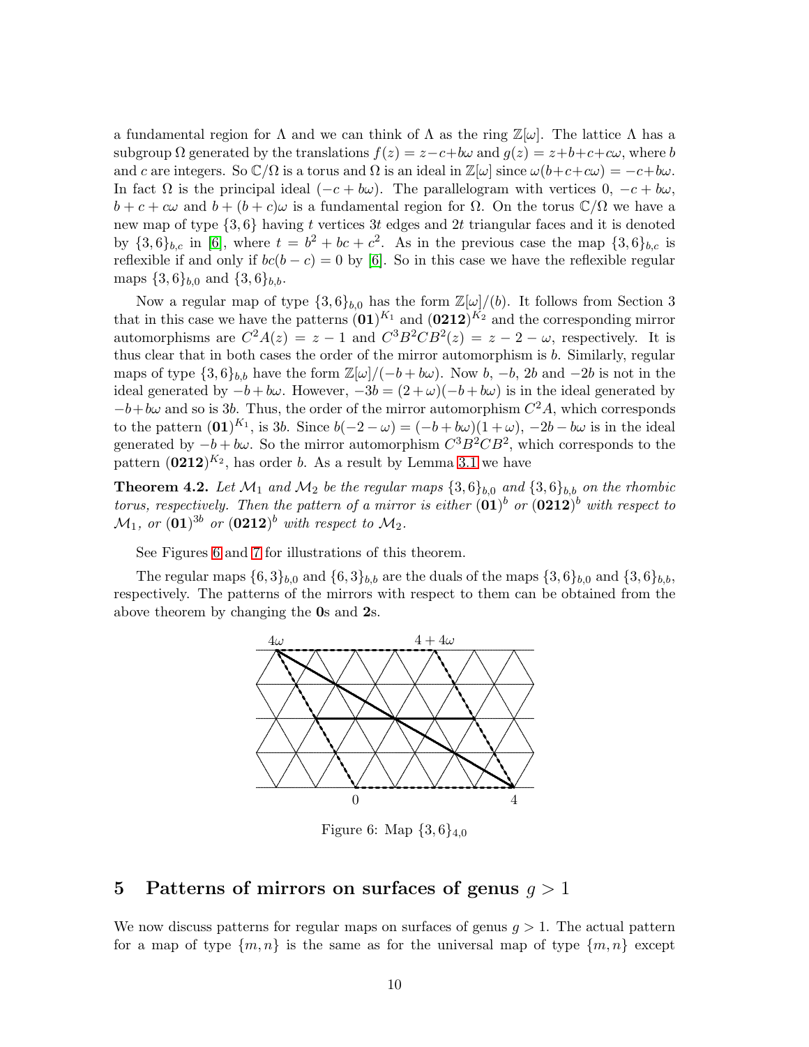a fundamental region for $\Lambda$ and we can think of $\Lambda$ as the ring $\mathbb{Z}[\omega]$. The lattice $\Lambda$ has a subgroup $\Omega$ generated by the translations $f(z) = z - c + b\omega$ and $g(z) = z + b + c + c\omega$, where $b$ and $c$ are integers. So $\mathbb{C}/\Omega$ is a torus and $\Omega$ is an ideal in $\mathbb{Z}[\omega]$ since $\omega(b+c+c\omega) = -c+b\omega$. In fact $\Omega$ is the principal ideal $(-c + b\omega)$. The parallelogram with vertices $0$, $-c + b\omega$, $b + c + c\omega$ and $b + (b + c)\omega$ is a fundamental region for $\Omega$. On the torus $\mathbb{C}/\Omega$ we have a new map of type $\{3, 6\}$ having $t$ vertices $3t$ edges and $2t$ triangular faces and it is denoted by $\{3, 6\}_{b,c}$ in [6], where $t = b^2 + bc + c^2$. As in the previous case the map $\{3, 6\}_{b,c}$ is reflexible if and only if $bc(b - c) = 0$ by [6]. So in this case we have the reflexible regular maps $\{3, 6\}_{b,0}$ and $\{3, 6\}_{b,b}$.

Now a regular map of type $\{3, 6\}_{b,0}$ has the form $\mathbb{Z}[\omega]/(b)$. It follows from Section 3 that in this case we have the patterns $(\mathbf{01})^{K_1}$ and $(\mathbf{0212})^{K_2}$ and the corresponding mirror automorphisms are $C^2A(z) = z - 1$ and $C^3B^2CB^2(z) = z - 2 - \omega$, respectively. It is thus clear that in both cases the order of the mirror automorphism is $b$. Similarly, regular maps of type $\{3, 6\}_{b,b}$ have the form $\mathbb{Z}[\omega]/(-b + b\omega)$. Now $b$, $-b$, $2b$ and $-2b$ is not in the ideal generated by $-b + b\omega$. However, $-3b = (2 + \omega)(-b + b\omega)$ is in the ideal generated by $-b+b\omega$ and so is $3b$. Thus, the order of the mirror automorphism $C^2A$, which corresponds to the pattern $(\mathbf{01})^{K_1}$, is $3b$. Since $b(-2 - \omega) = (-b + b\omega)(1 + \omega)$, $-2b - b\omega$ is in the ideal generated by $-b + b\omega$. So the mirror automorphism $C^3B^2CB^2$, which corresponds to the pattern $(\mathbf{0212})^{K_2}$, has order $b$. As a result by Lemma 3.1 we have

**Theorem 4.2.** *Let $\mathcal{M}_1$ and $\mathcal{M}_2$ be the regular maps $\{3, 6\}_{b,0}$ and $\{3, 6\}_{b,b}$ on the rhombic torus, respectively. Then the pattern of a mirror is either $(\mathbf{01})^b$ or $(\mathbf{0212})^b$ with respect to $\mathcal{M}_1$, or $(\mathbf{01})^{3b}$ or $(\mathbf{0212})^b$ with respect to $\mathcal{M}_2$.*

See Figures 6 and 7 for illustrations of this theorem.

The regular maps $\{6, 3\}_{b,0}$ and $\{6, 3\}_{b,b}$ are the duals of the maps $\{3, 6\}_{b,0}$ and $\{3, 6\}_{b,b}$, respectively. The patterns of the mirrors with respect to them can be obtained from the above theorem by changing the **0**s and **2**s.

Figure 6: Map $\{3, 6\}_{4,0}$

## 5 Patterns of mirrors on surfaces of genus $g > 1$

We now discuss patterns for regular maps on surfaces of genus $g > 1$. The actual pattern for a map of type $\{m, n\}$ is the same as for the universal map of type $\{m, n\}$ except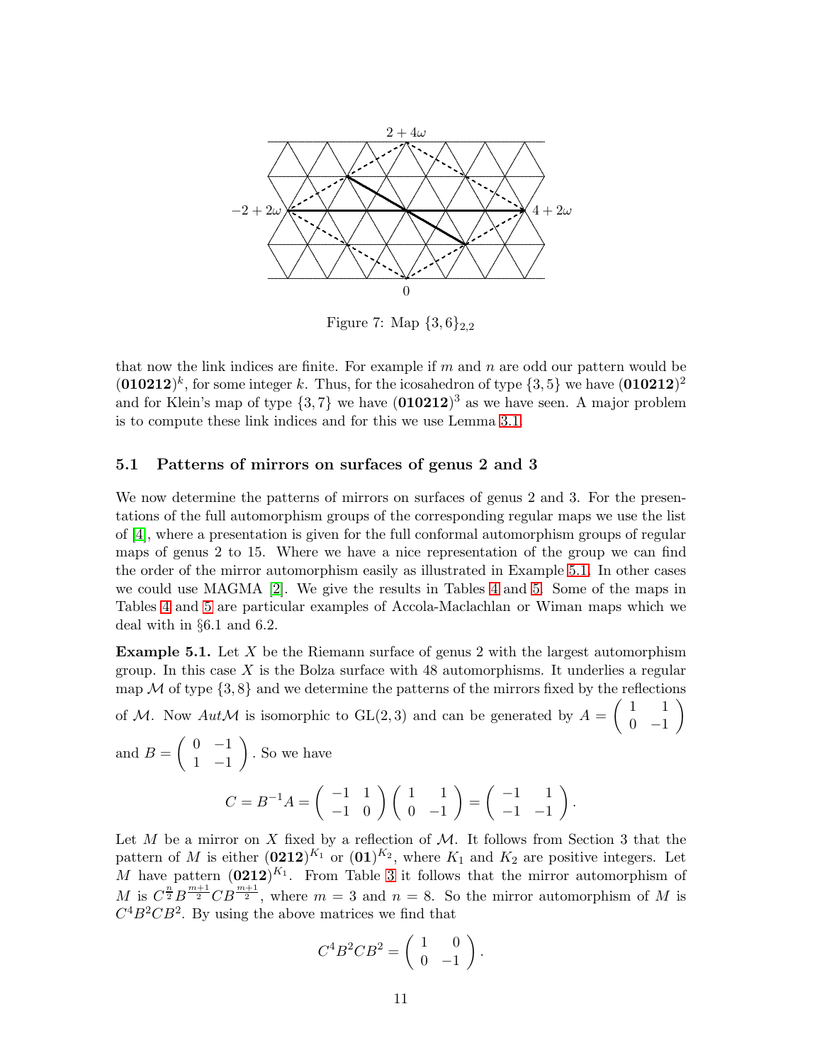Figure 7: Map $\{3,6\}_{2,2}$

that now the link indices are finite. For example if $m$ and $n$ are odd our pattern would be $(\mathbf{010212})^k$, for some integer $k$. Thus, for the icosahedron of type $\{3,5\}$ we have $(\mathbf{010212})^2$ and for Klein's map of type $\{3,7\}$ we have $(\mathbf{010212})^3$ as we have seen. A major problem is to compute these link indices and for this we use Lemma 3.1.

## 5.1 Patterns of mirrors on surfaces of genus 2 and 3

We now determine the patterns of mirrors on surfaces of genus 2 and 3. For the presentations of the full automorphism groups of the corresponding regular maps we use the list of [4], where a presentation is given for the full conformal automorphism groups of regular maps of genus 2 to 15. Where we have a nice representation of the group we can find the order of the mirror automorphism easily as illustrated in Example 5.1. In other cases we could use MAGMA [2]. We give the results in Tables 4 and 5. Some of the maps in Tables 4 and 5 are particular examples of Accola-Maclachlan or Wiman maps which we deal with in §6.1 and 6.2.

**Example 5.1.** Let $X$ be the Riemann surface of genus 2 with the largest automorphism group. In this case $X$ is the Bolza surface with 48 automorphisms. It underlies a regular map $\mathcal{M}$ of type $\{3,8\}$ and we determine the patterns of the mirrors fixed by the reflections of $\mathcal{M}$. Now $Aut\mathcal{M}$ is isomorphic to GL(2,3) and can be generated by $A = \begin{pmatrix} 1 & 1 \\ 0 & -1 \end{pmatrix}$ and $B = \begin{pmatrix} 0 & -1 \\ 1 & -1 \end{pmatrix}$. So we have

$$C = B^{-1}A = \begin{pmatrix} -1 & 1 \\ -1 & 0 \end{pmatrix} \begin{pmatrix} 1 & 1 \\ 0 & -1 \end{pmatrix} = \begin{pmatrix} -1 & 1 \\ -1 & -1 \end{pmatrix}.$$

Let $M$ be a mirror on $X$ fixed by a reflection of $\mathcal{M}$. It follows from Section 3 that the pattern of $M$ is either $(\mathbf{0212})^{K_1}$ or $(\mathbf{01})^{K_2}$, where $K_1$ and $K_2$ are positive integers. Let $M$ have pattern $(\mathbf{0212})^{K_1}$. From Table 3 it follows that the mirror automorphism of $M$ is $C^{\frac{n}{2}}B^{\frac{m+1}{2}}CB^{\frac{m+1}{2}}$, where $m=3$ and $n=8$. So the mirror automorphism of $M$ is $C^4B^2CB^2$. By using the above matrices we find that

$$C^4B^2CB^2 = \begin{pmatrix} 1 & 0 \\ 0 & -1 \end{pmatrix}.$$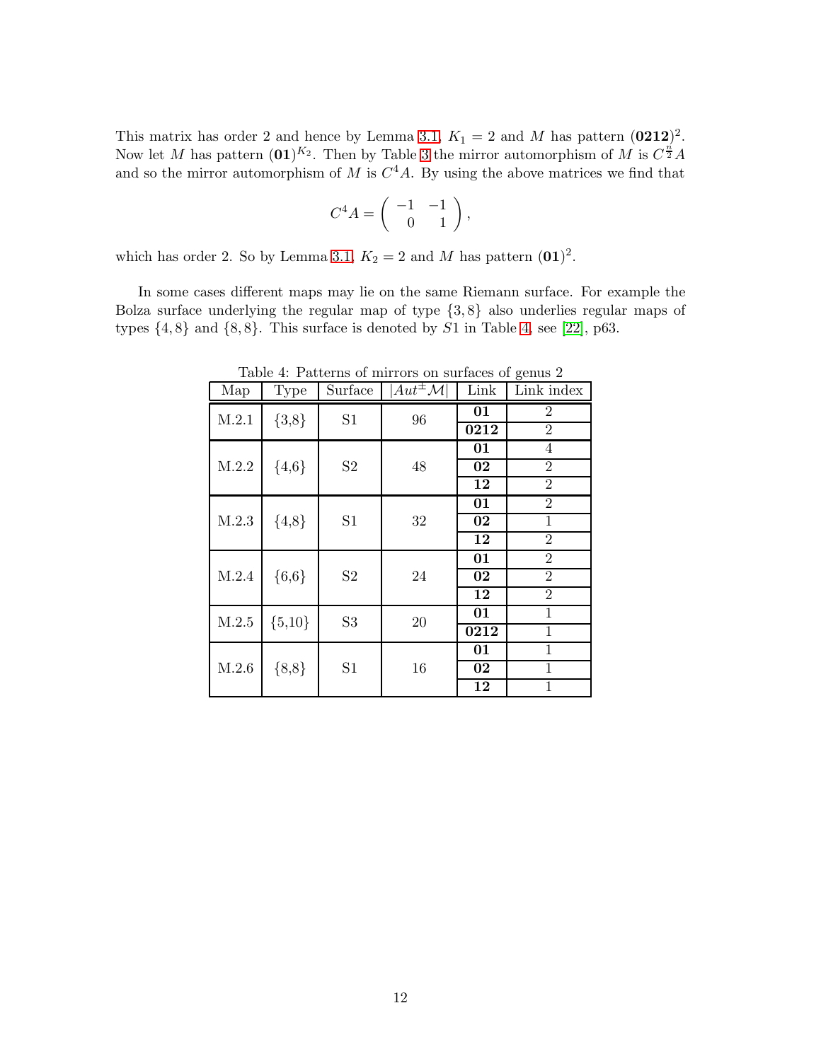This matrix has order 2 and hence by Lemma 3.1, $K_1 = 2$ and $M$ has pattern $(\mathbf{0212})^2$. Now let $M$ has pattern $(\mathbf{01})^{K_2}$. Then by Table 3 the mirror automorphism of $M$ is $C^{\frac{n}{2}}A$ and so the mirror automorphism of $M$ is $C^4A$. By using the above matrices we find that

$$C^4A = \begin{pmatrix} -1 & -1 \\ 0 & 1 \end{pmatrix},$$

which has order 2. So by Lemma 3.1, $K_2 = 2$ and $M$ has pattern $(\mathbf{01})^2$.

In some cases different maps may lie on the same Riemann surface. For example the Bolza surface underlying the regular map of type $\{3, 8\}$ also underlies regular maps of types $\{4, 8\}$ and $\{8, 8\}$. This surface is denoted by $S1$ in Table 4, see [22], p63.

Table 4: Patterns of mirrors on surfaces of genus 2

| Map | Type | Surface | $\lvert Aut^{\pm}\mathcal{M}\rvert$ | Link | Link index |
|---|---|---|---|---|---|
| M.2.1 | {3,8} | S1 | 96 | **01** | 2 |
| | | | | **0212** | 2 |
| M.2.2 | {4,6} | S2 | 48 | **01** | 4 |
| | | | | **02** | 2 |
| | | | | **12** | 2 |
| M.2.3 | {4,8} | S1 | 32 | **01** | 2 |
| | | | | **02** | 1 |
| | | | | **12** | 2 |
| M.2.4 | {6,6} | S2 | 24 | **01** | 2 |
| | | | | **02** | 2 |
| | | | | **12** | 2 |
| M.2.5 | {5,10} | S3 | 20 | **01** | 1 |
| | | | | **0212** | 1 |
| M.2.6 | {8,8} | S1 | 16 | **01** | 1 |
| | | | | **02** | 1 |
| | | | | **12** | 1 |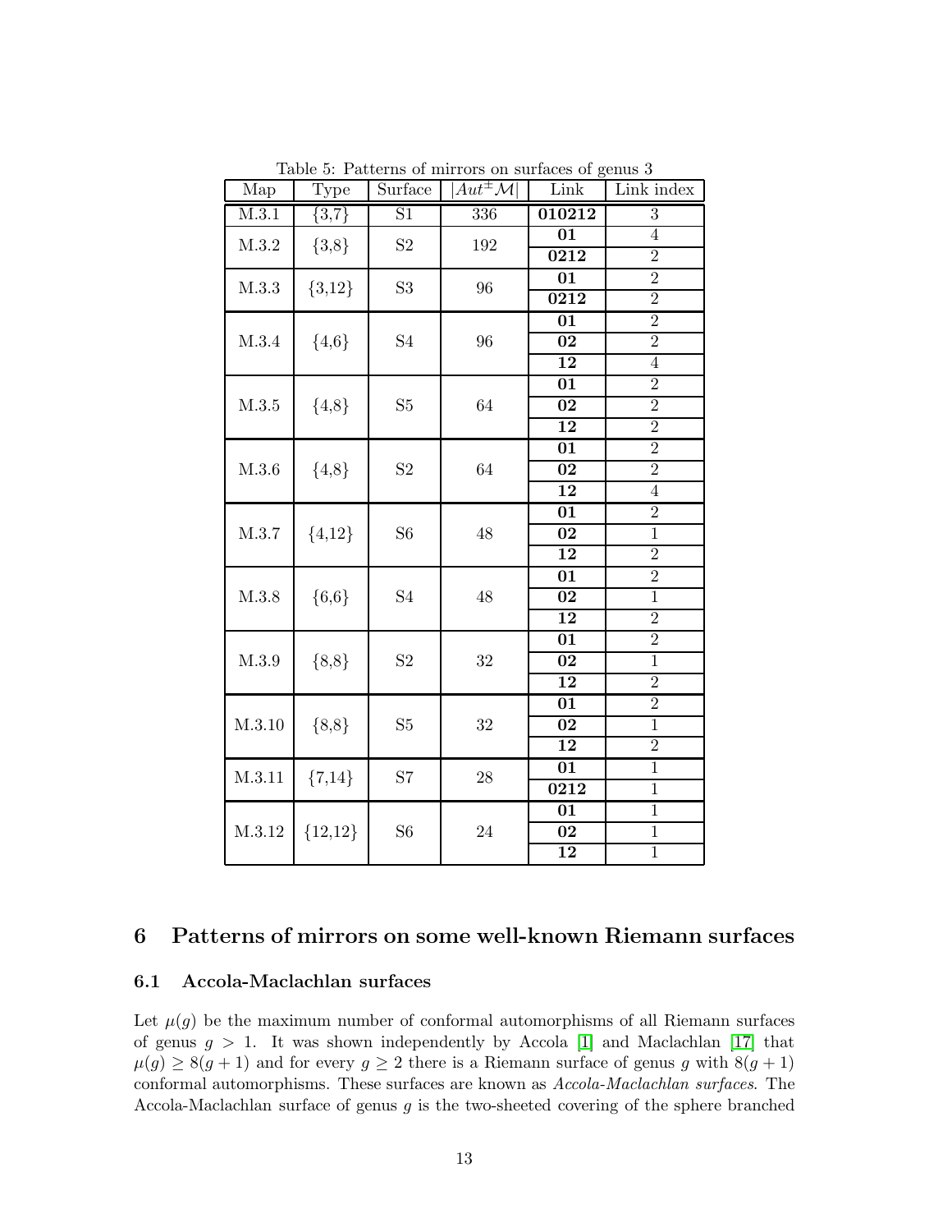Table 5: Patterns of mirrors on surfaces of genus 3

| Map | Type | Surface | $\|Aut^{\pm}\mathcal{M}\|$ | Link | Link index |
|---|---|---|---|---|---|
| M.3.1 | {3,7} | S1 | 336 | **010212** | 3 |
| M.3.2 | {3,8} | S2 | 192 | **01** | 4 |
| | | | | **0212** | 2 |
| M.3.3 | {3,12} | S3 | 96 | **01** | 2 |
| | | | | **0212** | 2 |
| M.3.4 | {4,6} | S4 | 96 | **01** | 2 |
| | | | | **02** | 2 |
| | | | | **12** | 4 |
| M.3.5 | {4,8} | S5 | 64 | **01** | 2 |
| | | | | **02** | 2 |
| | | | | **12** | 2 |
| M.3.6 | {4,8} | S2 | 64 | **01** | 2 |
| | | | | **02** | 2 |
| | | | | **12** | 4 |
| M.3.7 | {4,12} | S6 | 48 | **01** | 2 |
| | | | | **02** | 1 |
| | | | | **12** | 2 |
| M.3.8 | {6,6} | S4 | 48 | **01** | 2 |
| | | | | **02** | 1 |
| | | | | **12** | 2 |
| M.3.9 | {8,8} | S2 | 32 | **01** | 2 |
| | | | | **02** | 1 |
| | | | | **12** | 2 |
| M.3.10 | {8,8} | S5 | 32 | **01** | 2 |
| | | | | **02** | 1 |
| | | | | **12** | 2 |
| M.3.11 | {7,14} | S7 | 28 | **01** | 1 |
| | | | | **0212** | 1 |
| M.3.12 | {12,12} | S6 | 24 | **01** | 1 |
| | | | | **02** | 1 |
| | | | | **12** | 1 |

## 6 Patterns of mirrors on some well-known Riemann surfaces

### 6.1 Accola-Maclachlan surfaces

Let $\mu(g)$ be the maximum number of conformal automorphisms of all Riemann surfaces of genus $g > 1$. It was shown independently by Accola [1] and Maclachlan [17] that $\mu(g) \geq 8(g+1)$ and for every $g \geq 2$ there is a Riemann surface of genus $g$ with $8(g+1)$ conformal automorphisms. These surfaces are known as *Accola-Maclachlan surfaces*. The Accola-Maclachlan surface of genus $g$ is the two-sheeted covering of the sphere branched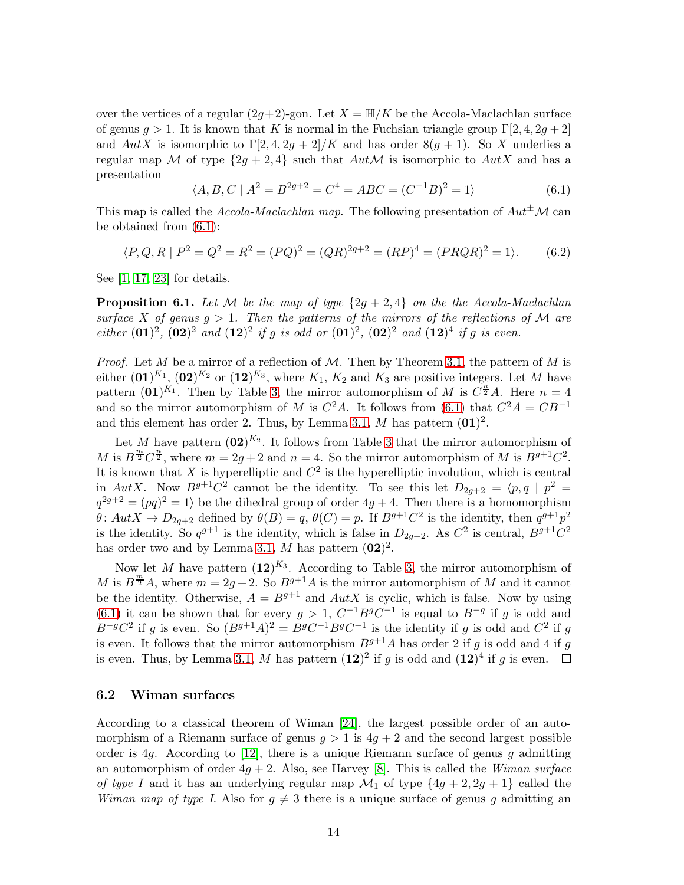over the vertices of a regular $(2g+2)$-gon. Let $X = \mathbb{H}/K$ be the Accola-Maclachlan surface of genus $g > 1$. It is known that $K$ is normal in the Fuchsian triangle group $\Gamma[2, 4, 2g+2]$ and $AutX$ is isomorphic to $\Gamma[2, 4, 2g+2]/K$ and has order $8(g+1)$. So $X$ underlies a regular map $\mathcal{M}$ of type $\{2g+2, 4\}$ such that $Aut\mathcal{M}$ is isomorphic to $AutX$ and has a presentation

$$\langle A, B, C \mid A^2 = B^{2g+2} = C^4 = ABC = (C^{-1}B)^2 = 1\rangle \tag{6.1}$$

This map is called the *Accola-Maclachlan map*. The following presentation of $Aut^{\pm}\mathcal{M}$ can be obtained from (6.1):

$$\langle P, Q, R \mid P^2 = Q^2 = R^2 = (PQ)^2 = (QR)^{2g+2} = (RP)^4 = (PRQR)^2 = 1\rangle. \tag{6.2}$$

See [1, 17, 23] for details.

**Proposition 6.1.** *Let $\mathcal{M}$ be the map of type $\{2g+2, 4\}$ on the the Accola-Maclachlan surface $X$ of genus $g > 1$. Then the patterns of the mirrors of the reflections of $\mathcal{M}$ are either $(\mathbf{01})^2$, $(\mathbf{02})^2$ and $(\mathbf{12})^2$ if $g$ is odd or $(\mathbf{01})^2$, $(\mathbf{02})^2$ and $(\mathbf{12})^4$ if $g$ is even.*

*Proof.* Let $M$ be a mirror of a reflection of $\mathcal{M}$. Then by Theorem 3.1, the pattern of $M$ is either $(\mathbf{01})^{K_1}$, $(\mathbf{02})^{K_2}$ or $(\mathbf{12})^{K_3}$, where $K_1$, $K_2$ and $K_3$ are positive integers. Let $M$ have pattern $(\mathbf{01})^{K_1}$. Then by Table 3, the mirror automorphism of $M$ is $C^{\frac{n}{2}}A$. Here $n = 4$ and so the mirror automorphism of $M$ is $C^2A$. It follows from (6.1) that $C^2A = CB^{-1}$ and this element has order 2. Thus, by Lemma 3.1, $M$ has pattern $(\mathbf{01})^2$.

Let $M$ have pattern $(\mathbf{02})^{K_2}$. It follows from Table 3 that the mirror automorphism of $M$ is $B^{\frac{m}{2}}C^{\frac{n}{2}}$, where $m = 2g+2$ and $n = 4$. So the mirror automorphism of $M$ is $B^{g+1}C^2$. It is known that $X$ is hyperelliptic and $C^2$ is the hyperelliptic involution, which is central in $AutX$. Now $B^{g+1}C^2$ cannot be the identity. To see this let $D_{2g+2} = \langle p, q \mid p^2 = q^{2g+2} = (pq)^2 = 1\rangle$ be the dihedral group of order $4g+4$. Then there is a homomorphism $\theta\colon AutX \to D_{2g+2}$ defined by $\theta(B) = q$, $\theta(C) = p$. If $B^{g+1}C^2$ is the identity, then $q^{g+1}p^2$ is the identity. So $q^{g+1}$ is the identity, which is false in $D_{2g+2}$. As $C^2$ is central, $B^{g+1}C^2$ has order two and by Lemma 3.1, $M$ has pattern $(\mathbf{02})^2$.

Now let $M$ have pattern $(\mathbf{12})^{K_3}$. According to Table 3, the mirror automorphism of $M$ is $B^{\frac{m}{2}}A$, where $m = 2g+2$. So $B^{g+1}A$ is the mirror automorphism of $M$ and it cannot be the identity. Otherwise, $A = B^{g+1}$ and $AutX$ is cyclic, which is false. Now by using (6.1) it can be shown that for every $g > 1$, $C^{-1}B^gC^{-1}$ is equal to $B^{-g}$ if $g$ is odd and $B^{-g}C^2$ if $g$ is even. So $(B^{g+1}A)^2 = B^gC^{-1}B^gC^{-1}$ is the identity if $g$ is odd and $C^2$ if $g$ is even. It follows that the mirror automorphism $B^{g+1}A$ has order 2 if $g$ is odd and 4 if $g$ is even. Thus, by Lemma 3.1, $M$ has pattern $(\mathbf{12})^2$ if $g$ is odd and $(\mathbf{12})^4$ if $g$ is even. $\square$

### 6.2 Wiman surfaces

According to a classical theorem of Wiman [24], the largest possible order of an automorphism of a Riemann surface of genus $g > 1$ is $4g+2$ and the second largest possible order is $4g$. According to [12], there is a unique Riemann surface of genus $g$ admitting an automorphism of order $4g+2$. Also, see Harvey [8]. This is called the *Wiman surface of type I* and it has an underlying regular map $\mathcal{M}_1$ of type $\{4g+2, 2g+1\}$ called the *Wiman map of type I*. Also for $g \neq 3$ there is a unique surface of genus $g$ admitting an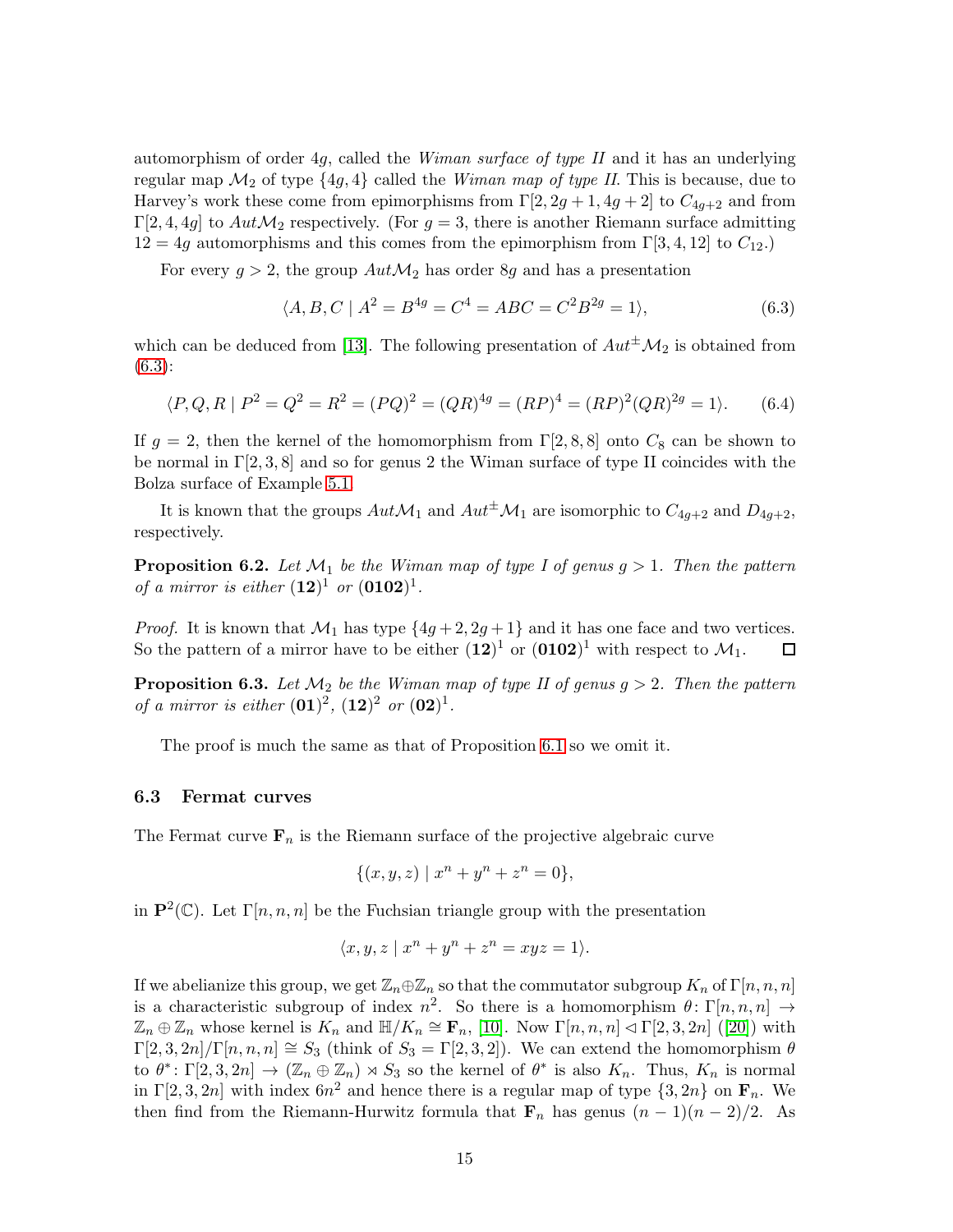automorphism of order $4g$, called the *Wiman surface of type II* and it has an underlying regular map $\mathcal{M}_2$ of type $\{4g, 4\}$ called the *Wiman map of type II*. This is because, due to Harvey's work these come from epimorphisms from $\Gamma[2, 2g+1, 4g+2]$ to $C_{4g+2}$ and from $\Gamma[2, 4, 4g]$ to $Aut\mathcal{M}_2$ respectively. (For $g = 3$, there is another Riemann surface admitting $12 = 4g$ automorphisms and this comes from the epimorphism from $\Gamma[3, 4, 12]$ to $C_{12}$.)

For every $g > 2$, the group $Aut\mathcal{M}_2$ has order $8g$ and has a presentation

$$\langle A, B, C \mid A^2 = B^{4g} = C^4 = ABC = C^2B^{2g} = 1\rangle, \tag{6.3}$$

which can be deduced from [13]. The following presentation of $Aut^{\pm}\mathcal{M}_2$ is obtained from (6.3):

$$\langle P, Q, R \mid P^2 = Q^2 = R^2 = (PQ)^2 = (QR)^{4g} = (RP)^4 = (RP)^2(QR)^{2g} = 1\rangle. \tag{6.4}$$

If $g = 2$, then the kernel of the homomorphism from $\Gamma[2, 8, 8]$ onto $C_8$ can be shown to be normal in $\Gamma[2, 3, 8]$ and so for genus 2 the Wiman surface of type II coincides with the Bolza surface of Example 5.1.

It is known that the groups $Aut\mathcal{M}_1$ and $Aut^{\pm}\mathcal{M}_1$ are isomorphic to $C_{4g+2}$ and $D_{4g+2}$, respectively.

**Proposition 6.2.** *Let $\mathcal{M}_1$ be the Wiman map of type I of genus $g > 1$. Then the pattern of a mirror is either $(\mathbf{12})^1$ or $(\mathbf{0102})^1$.*

*Proof.* It is known that $\mathcal{M}_1$ has type $\{4g+2, 2g+1\}$ and it has one face and two vertices. So the pattern of a mirror have to be either $(\mathbf{12})^1$ or $(\mathbf{0102})^1$ with respect to $\mathcal{M}_1$. □

**Proposition 6.3.** *Let $\mathcal{M}_2$ be the Wiman map of type II of genus $g > 2$. Then the pattern of a mirror is either $(\mathbf{01})^2$, $(\mathbf{12})^2$ or $(\mathbf{02})^1$.*

The proof is much the same as that of Proposition 6.1 so we omit it.

### 6.3 Fermat curves

The Fermat curve $\mathbf{F}_n$ is the Riemann surface of the projective algebraic curve

$$\{(x, y, z) \mid x^n + y^n + z^n = 0\},$$

in $\mathbf{P}^2(\mathbb{C})$. Let $\Gamma[n, n, n]$ be the Fuchsian triangle group with the presentation

$$\langle x, y, z \mid x^n + y^n + z^n = xyz = 1\rangle.$$

If we abelianize this group, we get $\mathbb{Z}_n \oplus \mathbb{Z}_n$ so that the commutator subgroup $K_n$ of $\Gamma[n, n, n]$ is a characteristic subgroup of index $n^2$. So there is a homomorphism $\theta\colon \Gamma[n, n, n] \to \mathbb{Z}_n \oplus \mathbb{Z}_n$ whose kernel is $K_n$ and $\mathbb{H}/K_n \cong \mathbf{F}_n$, [10]. Now $\Gamma[n, n, n] \lhd \Gamma[2, 3, 2n]$ ([20]) with $\Gamma[2, 3, 2n]/\Gamma[n, n, n] \cong S_3$ (think of $S_3 = \Gamma[2, 3, 2]$). We can extend the homomorphism $\theta$ to $\theta^*\colon \Gamma[2, 3, 2n] \to (\mathbb{Z}_n \oplus \mathbb{Z}_n) \rtimes S_3$ so the kernel of $\theta^*$ is also $K_n$. Thus, $K_n$ is normal in $\Gamma[2, 3, 2n]$ with index $6n^2$ and hence there is a regular map of type $\{3, 2n\}$ on $\mathbf{F}_n$. We then find from the Riemann-Hurwitz formula that $\mathbf{F}_n$ has genus $(n-1)(n-2)/2$. As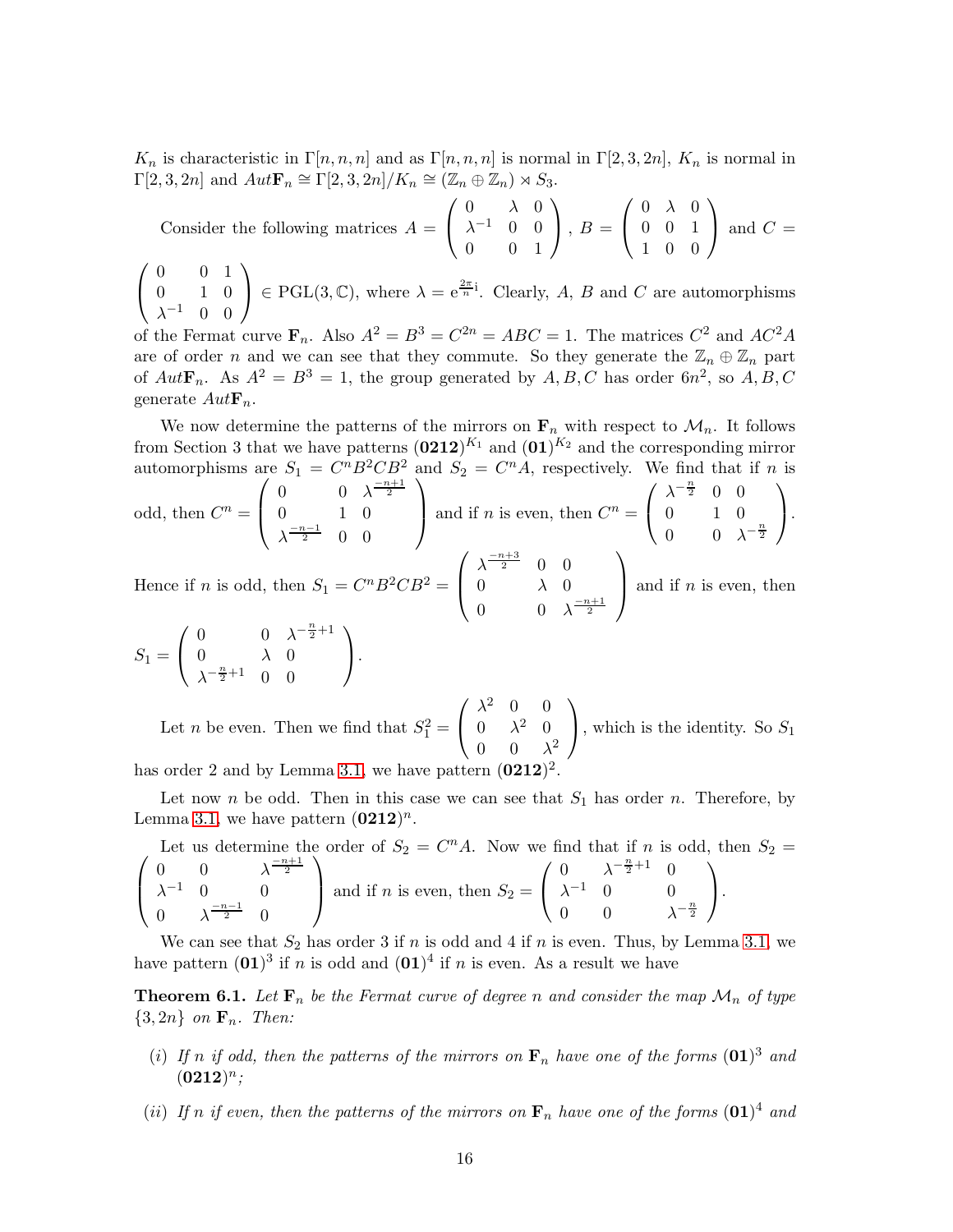$K_n$ is characteristic in $\Gamma[n,n,n]$ and as $\Gamma[n,n,n]$ is normal in $\Gamma[2,3,2n]$, $K_n$ is normal in $\Gamma[2,3,2n]$ and $Aut\mathbf{F}_n \cong \Gamma[2,3,2n]/K_n \cong (\mathbb{Z}_n \oplus \mathbb{Z}_n) \rtimes S_3$.

Consider the following matrices $A = \begin{pmatrix} 0 & \lambda & 0 \\ \lambda^{-1} & 0 & 0 \\ 0 & 0 & 1 \end{pmatrix}$, $B = \begin{pmatrix} 0 & \lambda & 0 \\ 0 & 0 & 1 \\ 1 & 0 & 0 \end{pmatrix}$ and $C = \begin{pmatrix} 0 & 0 & 1 \\ 0 & 1 & 0 \\ \lambda^{-1} & 0 & 0 \end{pmatrix} \in \mathrm{PGL}(3,\mathbb{C})$, where $\lambda = \mathrm{e}^{\frac{2\pi}{n}\mathrm{i}}$. Clearly, $A$, $B$ and $C$ are automorphisms of the Fermat curve $\mathbf{F}_n$. Also $A^2 = B^3 = C^{2n} = ABC = 1$. The matrices $C^2$ and $AC^2A$ are of order $n$ and we can see that they commute. So they generate the $\mathbb{Z}_n \oplus \mathbb{Z}_n$ part of $Aut\mathbf{F}_n$. As $A^2 = B^3 = 1$, the group generated by $A, B, C$ has order $6n^2$, so $A, B, C$ generate $Aut\mathbf{F}_n$.

We now determine the patterns of the mirrors on $\mathbf{F}_n$ with respect to $\mathcal{M}_n$. It follows from Section 3 that we have patterns $(\mathbf{0212})^{K_1}$ and $(\mathbf{01})^{K_2}$ and the corresponding mirror automorphisms are $S_1 = C^nB^2CB^2$ and $S_2 = C^nA$, respectively. We find that if $n$ is odd, then $C^n = \begin{pmatrix} 0 & 0 & \lambda^{\frac{-n+1}{2}} \\ 0 & 1 & 0 \\ \lambda^{\frac{-n-1}{2}} & 0 & 0 \end{pmatrix}$ and if $n$ is even, then $C^n = \begin{pmatrix} \lambda^{-\frac{n}{2}} & 0 & 0 \\ 0 & 1 & 0 \\ 0 & 0 & \lambda^{-\frac{n}{2}} \end{pmatrix}$.

Hence if $n$ is odd, then $S_1 = C^nB^2CB^2 = \begin{pmatrix} \lambda^{\frac{-n+3}{2}} & 0 & 0 \\ 0 & \lambda & 0 \\ 0 & 0 & \lambda^{\frac{-n+1}{2}} \end{pmatrix}$ and if $n$ is even, then

$S_1 = \begin{pmatrix} 0 & 0 & \lambda^{-\frac{n}{2}+1} \\ 0 & \lambda & 0 \\ \lambda^{-\frac{n}{2}+1} & 0 & 0 \end{pmatrix}$.

Let $n$ be even. Then we find that $S_1^2 = \begin{pmatrix} \lambda^2 & 0 & 0 \\ 0 & \lambda^2 & 0 \\ 0 & 0 & \lambda^2 \end{pmatrix}$, which is the identity. So $S_1$ has order 2 and by Lemma 3.1, we have pattern $(\mathbf{0212})^2$.

Let now $n$ be odd. Then in this case we can see that $S_1$ has order $n$. Therefore, by Lemma 3.1, we have pattern $(\mathbf{0212})^n$.

Let us determine the order of $S_2 = C^nA$. Now we find that if $n$ is odd, then $S_2 = \begin{pmatrix} 0 & 0 & \lambda^{\frac{-n+1}{2}} \\ \lambda^{-1} & 0 & 0 \\ 0 & \lambda^{\frac{-n-1}{2}} & 0 \end{pmatrix}$ and if $n$ is even, then $S_2 = \begin{pmatrix} 0 & \lambda^{-\frac{n}{2}+1} & 0 \\ \lambda^{-1} & 0 & 0 \\ 0 & 0 & \lambda^{-\frac{n}{2}} \end{pmatrix}$.

We can see that $S_2$ has order 3 if $n$ is odd and 4 if $n$ is even. Thus, by Lemma 3.1, we have pattern $(\mathbf{01})^3$ if $n$ is odd and $(\mathbf{01})^4$ if $n$ is even. As a result we have

**Theorem 6.1.** *Let $\mathbf{F}_n$ be the Fermat curve of degree $n$ and consider the map $\mathcal{M}_n$ of type $\{3, 2n\}$ on $\mathbf{F}_n$. Then:*

*(i) If $n$ if odd, then the patterns of the mirrors on $\mathbf{F}_n$ have one of the forms $(\mathbf{01})^3$ and $(\mathbf{0212})^n$;*

*(ii) If $n$ if even, then the patterns of the mirrors on $\mathbf{F}_n$ have one of the forms $(\mathbf{01})^4$ and*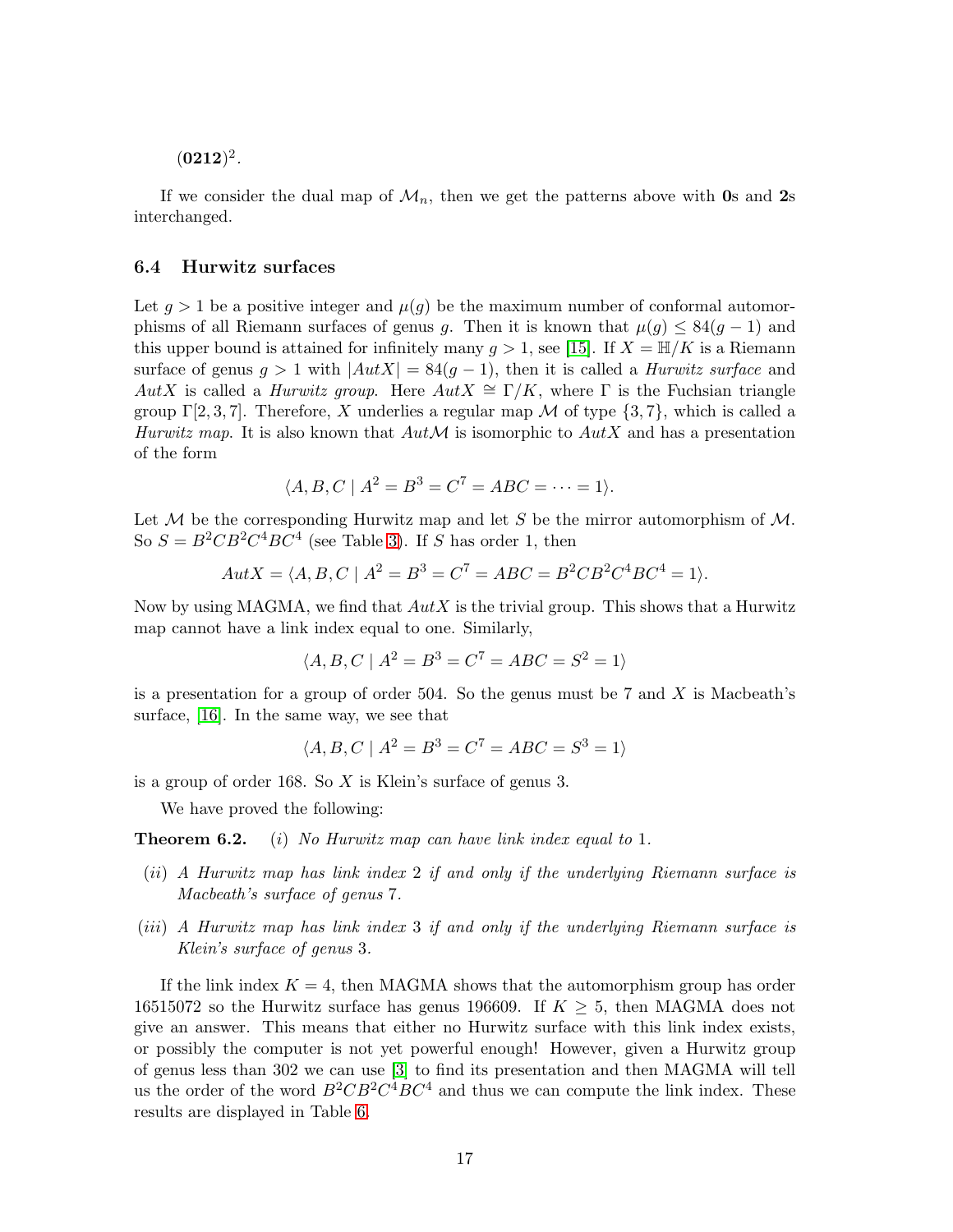$(\mathbf{0212})^2$.

If we consider the dual map of $\mathcal{M}_n$, then we get the patterns above with **0**s and **2**s interchanged.

### 6.4 Hurwitz surfaces

Let $g > 1$ be a positive integer and $\mu(g)$ be the maximum number of conformal automorphisms of all Riemann surfaces of genus $g$. Then it is known that $\mu(g) \leq 84(g-1)$ and this upper bound is attained for infinitely many $g > 1$, see [15]. If $X = \mathbb{H}/K$ is a Riemann surface of genus $g > 1$ with $|AutX| = 84(g-1)$, then it is called a *Hurwitz surface* and $AutX$ is called a *Hurwitz group*. Here $AutX \cong \Gamma/K$, where $\Gamma$ is the Fuchsian triangle group $\Gamma[2,3,7]$. Therefore, $X$ underlies a regular map $\mathcal{M}$ of type $\{3,7\}$, which is called a *Hurwitz map*. It is also known that $Aut\mathcal{M}$ is isomorphic to $AutX$ and has a presentation of the form

$$\langle A, B, C \mid A^2 = B^3 = C^7 = ABC = \cdots = 1 \rangle.$$

Let $\mathcal{M}$ be the corresponding Hurwitz map and let $S$ be the mirror automorphism of $\mathcal{M}$. So $S = B^2CB^2C^4BC^4$ (see Table 3). If $S$ has order 1, then

$$AutX = \langle A, B, C \mid A^2 = B^3 = C^7 = ABC = B^2CB^2C^4BC^4 = 1 \rangle.$$

Now by using MAGMA, we find that $AutX$ is the trivial group. This shows that a Hurwitz map cannot have a link index equal to one. Similarly,

$$\langle A, B, C \mid A^2 = B^3 = C^7 = ABC = S^2 = 1 \rangle$$

is a presentation for a group of order 504. So the genus must be 7 and $X$ is Macbeath's surface, [16]. In the same way, we see that

$$\langle A, B, C \mid A^2 = B^3 = C^7 = ABC = S^3 = 1 \rangle$$

is a group of order 168. So $X$ is Klein's surface of genus 3.

We have proved the following:

**Theorem 6.2.** (*i*) *No Hurwitz map can have link index equal to* 1.

(*ii*) *A Hurwitz map has link index* 2 *if and only if the underlying Riemann surface is Macbeath's surface of genus* 7.

(*iii*) *A Hurwitz map has link index* 3 *if and only if the underlying Riemann surface is Klein's surface of genus* 3.

If the link index $K = 4$, then MAGMA shows that the automorphism group has order 16515072 so the Hurwitz surface has genus 196609. If $K \geq 5$, then MAGMA does not give an answer. This means that either no Hurwitz surface with this link index exists, or possibly the computer is not yet powerful enough! However, given a Hurwitz group of genus less than 302 we can use [3] to find its presentation and then MAGMA will tell us the order of the word $B^2CB^2C^4BC^4$ and thus we can compute the link index. These results are displayed in Table 6.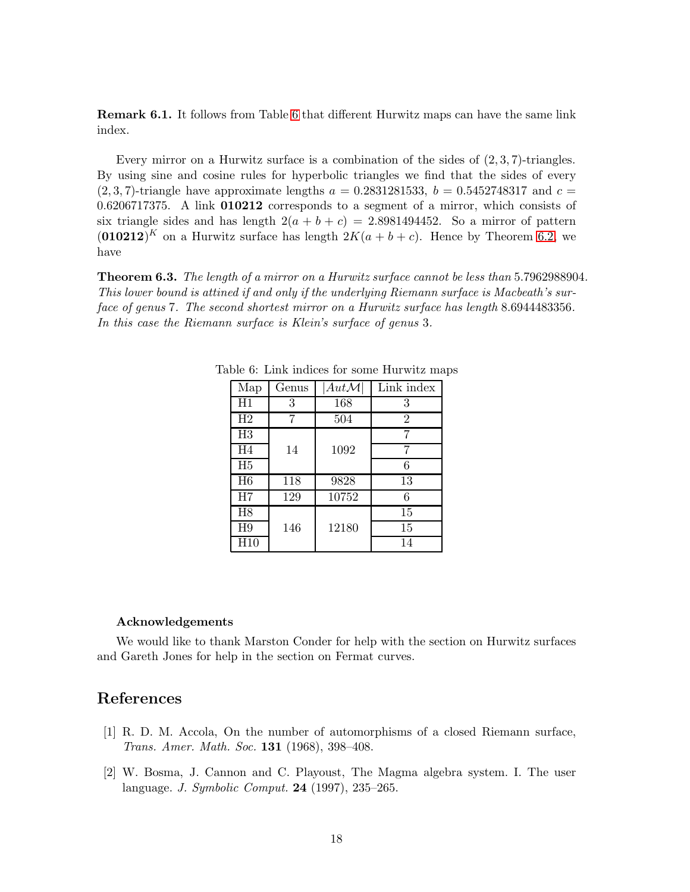**Remark 6.1.** It follows from Table 6 that different Hurwitz maps can have the same link index.

Every mirror on a Hurwitz surface is a combination of the sides of $(2, 3, 7)$-triangles. By using sine and cosine rules for hyperbolic triangles we find that the sides of every $(2, 3, 7)$-triangle have approximate lengths $a = 0.2831281533$, $b = 0.5452748317$ and $c = 0.6206717375$. A link **010212** corresponds to a segment of a mirror, which consists of six triangle sides and has length $2(a + b + c) = 2.8981494452$. So a mirror of pattern $(\mathbf{010212})^K$ on a Hurwitz surface has length $2K(a + b + c)$. Hence by Theorem 6.2, we have

**Theorem 6.3.** *The length of a mirror on a Hurwitz surface cannot be less than* 5.7962988904*. This lower bound is attined if and only if the underlying Riemann surface is Macbeath's surface of genus* 7*. The second shortest mirror on a Hurwitz surface has length* 8.6944483356*. In this case the Riemann surface is Klein's surface of genus* 3*.*

Table 6: Link indices for some Hurwitz maps

| Map | Genus | $\lvert Aut\mathcal{M}\rvert$ | Link index |
|---|---|---|---|
| H1 | 3 | 168 | 3 |
| H2 | 7 | 504 | 2 |
| H3 | 14 | 1092 | 7 |
| H4 | | | 7 |
| H5 | | | 6 |
| H6 | 118 | 9828 | 13 |
| H7 | 129 | 10752 | 6 |
| H8 | 146 | 12180 | 15 |
| H9 | | | 15 |
| H10 | | | 14 |

### Acknowledgements

We would like to thank Marston Conder for help with the section on Hurwitz surfaces and Gareth Jones for help in the section on Fermat curves.

## References

[1] R. D. M. Accola, On the number of automorphisms of a closed Riemann surface, *Trans. Amer. Math. Soc.* **131** (1968), 398–408.

[2] W. Bosma, J. Cannon and C. Playoust, The Magma algebra system. I. The user language. *J. Symbolic Comput.* **24** (1997), 235–265.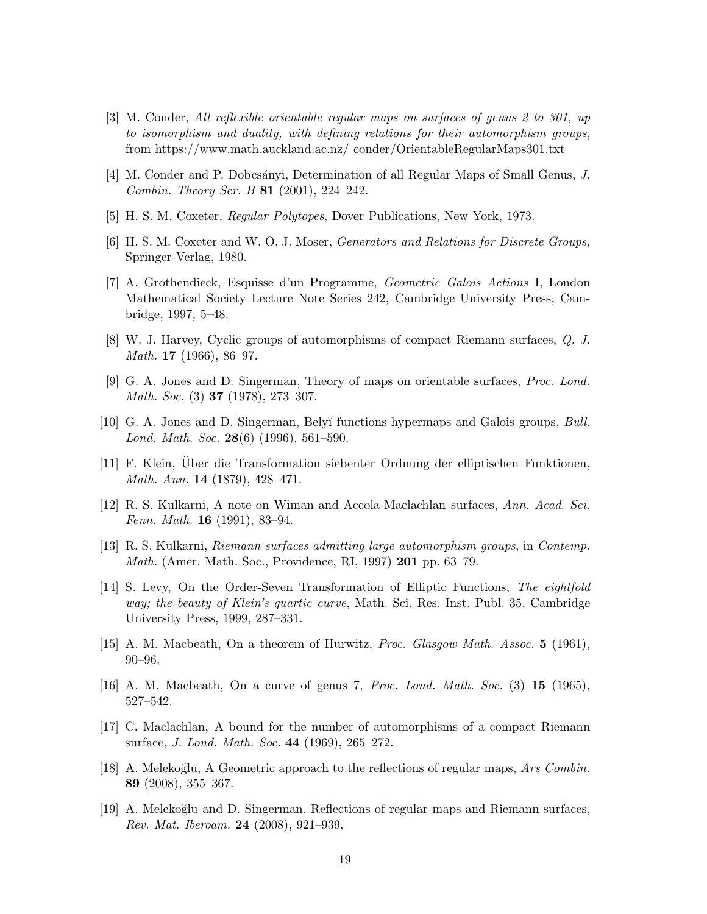[3] M. Conder, *All reflexible orientable regular maps on surfaces of genus 2 to 301, up to isomorphism and duality, with defining relations for their automorphism groups*, from https://www.math.auckland.ac.nz/ conder/OrientableRegularMaps301.txt

[4] M. Conder and P. Dobcsányi, Determination of all Regular Maps of Small Genus, *J. Combin. Theory Ser. B* **81** (2001), 224–242.

[5] H. S. M. Coxeter, *Regular Polytopes*, Dover Publications, New York, 1973.

[6] H. S. M. Coxeter and W. O. J. Moser, *Generators and Relations for Discrete Groups*, Springer-Verlag, 1980.

[7] A. Grothendieck, Esquisse d'un Programme, *Geometric Galois Actions* I, London Mathematical Society Lecture Note Series 242, Cambridge University Press, Cambridge, 1997, 5–48.

[8] W. J. Harvey, Cyclic groups of automorphisms of compact Riemann surfaces, *Q. J. Math.* **17** (1966), 86–97.

[9] G. A. Jones and D. Singerman, Theory of maps on orientable surfaces, *Proc. Lond. Math. Soc.* (3) **37** (1978), 273–307.

[10] G. A. Jones and D. Singerman, Belyĭ functions hypermaps and Galois groups, *Bull. Lond. Math. Soc.* **28**(6) (1996), 561–590.

[11] F. Klein, Über die Transformation siebenter Ordnung der elliptischen Funktionen, *Math. Ann.* **14** (1879), 428–471.

[12] R. S. Kulkarni, A note on Wiman and Accola-Maclachlan surfaces, *Ann. Acad. Sci. Fenn. Math.* **16** (1991), 83–94.

[13] R. S. Kulkarni, *Riemann surfaces admitting large automorphism groups*, in *Contemp. Math.* (Amer. Math. Soc., Providence, RI, 1997) **201** pp. 63–79.

[14] S. Levy, On the Order-Seven Transformation of Elliptic Functions, *The eightfold way; the beauty of Klein's quartic curve*, Math. Sci. Res. Inst. Publ. 35, Cambridge University Press, 1999, 287–331.

[15] A. M. Macbeath, On a theorem of Hurwitz, *Proc. Glasgow Math. Assoc.* **5** (1961), 90–96.

[16] A. M. Macbeath, On a curve of genus 7, *Proc. Lond. Math. Soc.* (3) **15** (1965), 527–542.

[17] C. Maclachlan, A bound for the number of automorphisms of a compact Riemann surface, *J. Lond. Math. Soc.* **44** (1969), 265–272.

[18] A. Melekoğlu, A Geometric approach to the reflections of regular maps, *Ars Combin.* **89** (2008), 355–367.

[19] A. Melekoğlu and D. Singerman, Reflections of regular maps and Riemann surfaces, *Rev. Mat. Iberoam.* **24** (2008), 921–939.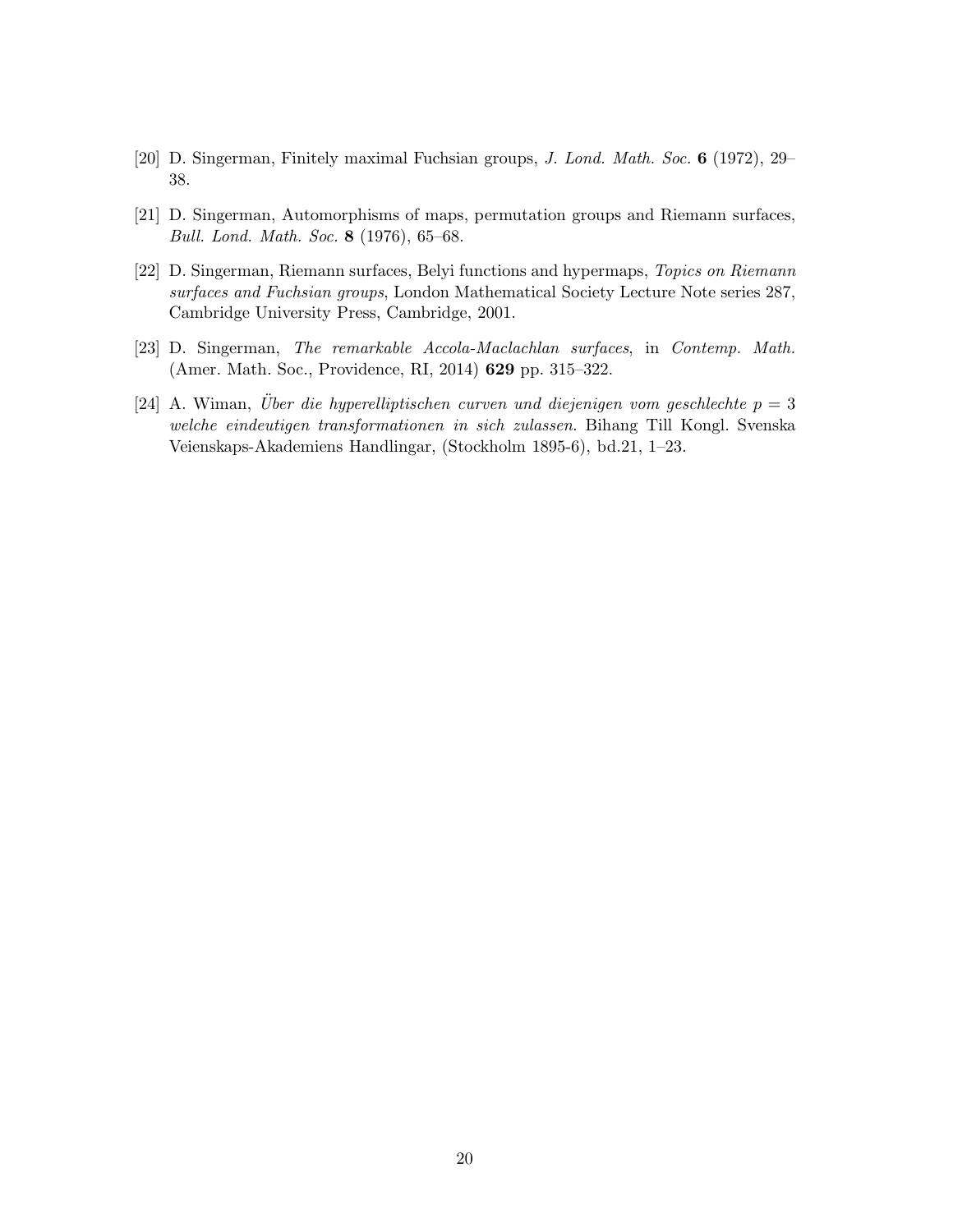[20] D. Singerman, Finitely maximal Fuchsian groups, *J. Lond. Math. Soc.* **6** (1972), 29–38.

[21] D. Singerman, Automorphisms of maps, permutation groups and Riemann surfaces, *Bull. Lond. Math. Soc.* **8** (1976), 65–68.

[22] D. Singerman, Riemann surfaces, Belyi functions and hypermaps, *Topics on Riemann surfaces and Fuchsian groups*, London Mathematical Society Lecture Note series 287, Cambridge University Press, Cambridge, 2001.

[23] D. Singerman, *The remarkable Accola-Maclachlan surfaces*, in *Contemp. Math.* (Amer. Math. Soc., Providence, RI, 2014) **629** pp. 315–322.

[24] A. Wiman, *Über die hyperelliptischen curven und diejenigen vom geschlechte $p = 3$ welche eindeutigen transformationen in sich zulassen*. Bihang Till Kongl. Svenska Veienskaps-Akademiens Handlingar, (Stockholm 1895-6), bd.21, 1–23.